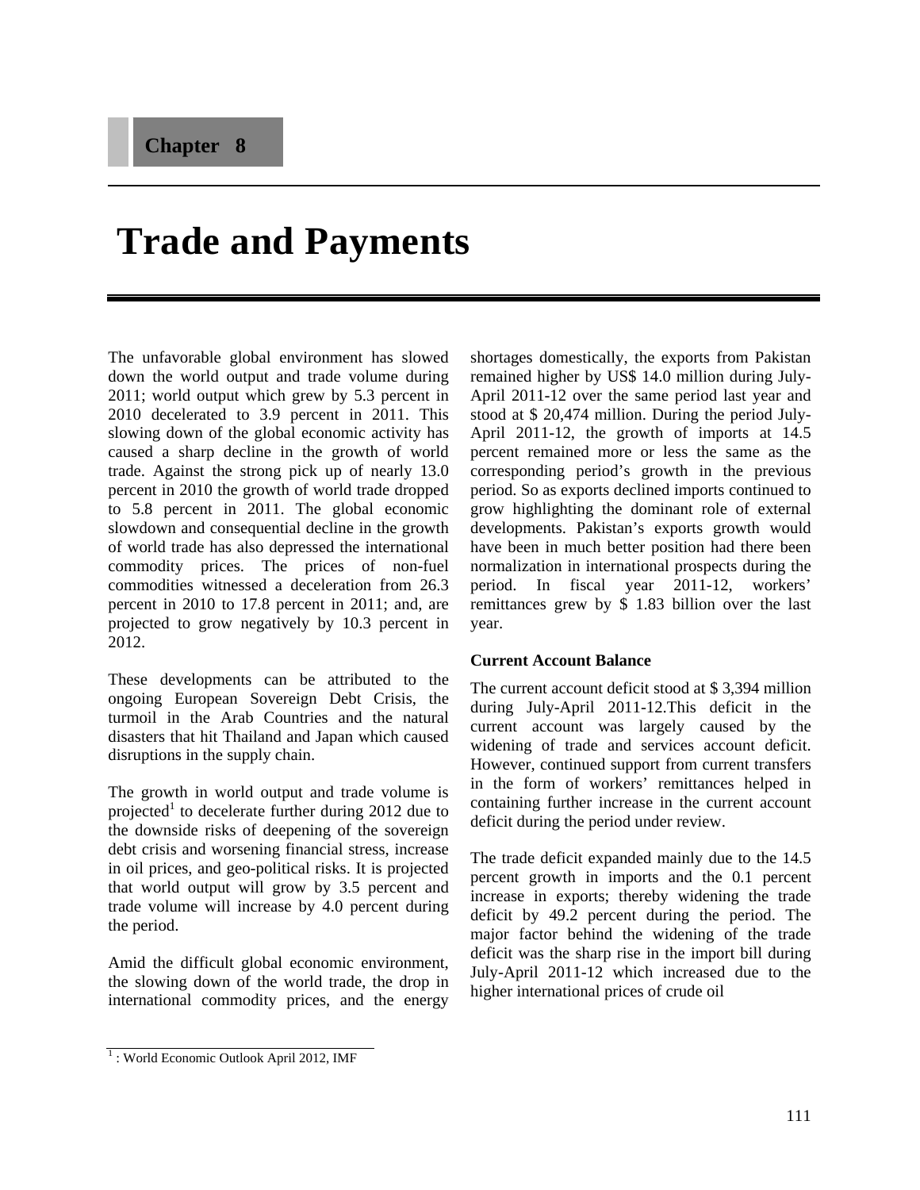Chapter 8

# Trade and Payments

The unfavorable global environment has slowed down the world output and trade volume during 2011; world output which grew by 5.3 percent in 2010 decelerated to 3.9 percent in 2011. This slowing down of the global economic activity has caused a sharp decline in the growth of world trade. Against the strong pick up of nearly 13.0 percent in 2010 the growth of world trade dropped to 5.8 percent in 2011. The global economic slowdown and consequential decline in the growth of world trade has also depressed the international commodity prices. The prices of non-fuel commodities witnessed a deceleration from 26.3 percent in 2010 to 17.8 percent in 2011; and, are projected to grow negatively by 10.3 percent in 2012.

These developments can be attributed to the ongoing European Sovereign Debt Crisis, the turmoil in the Arab Countries and the natural disasters that hit Thailand and Japan which caused disruptions in the supply chain.

The growth in world output and trade volume is projected[1] to decelerate further during 2012 due to the downside risks of deepening of the sovereign debt crisis and worsening financial stress, increase in oil prices, and geo-political risks. It is projected that world output will grow by 3.5 percent and trade volume will increase by 4.0 percent during the period.

Amid the difficult global economic environment, the slowing down of the world trade, the drop in international commodity prices, and the energy shortages domestically, the exports from Pakistan remained higher by US$ 14.0 million during July-April 2011-12 over the same period last year and stood at $ 20,474 million. During the period July-April 2011-12, the growth of imports at 14.5 percent remained more or less the same as the corresponding period's growth in the previous period. So as exports declined imports continued to grow highlighting the dominant role of external developments. Pakistan's exports growth would have been in much better position had there been normalization in international prospects during the period. In fiscal year 2011-12, workers' remittances grew by $ 1.83 billion over the last year.

### Current Account Balance

The current account deficit stood at $ 3,394 million during July-April 2011-12.This deficit in the current account was largely caused by the widening of trade and services account deficit. However, continued support from current transfers in the form of workers' remittances helped in containing further increase in the current account deficit during the period under review.

The trade deficit expanded mainly due to the 14.5 percent growth in imports and the 0.1 percent increase in exports; thereby widening the trade deficit by 49.2 percent during the period. The major factor behind the widening of the trade deficit was the sharp rise in the import bill during July-April 2011-12 which increased due to the higher international prices of crude oil

[1] : World Economic Outlook April 2012, IMF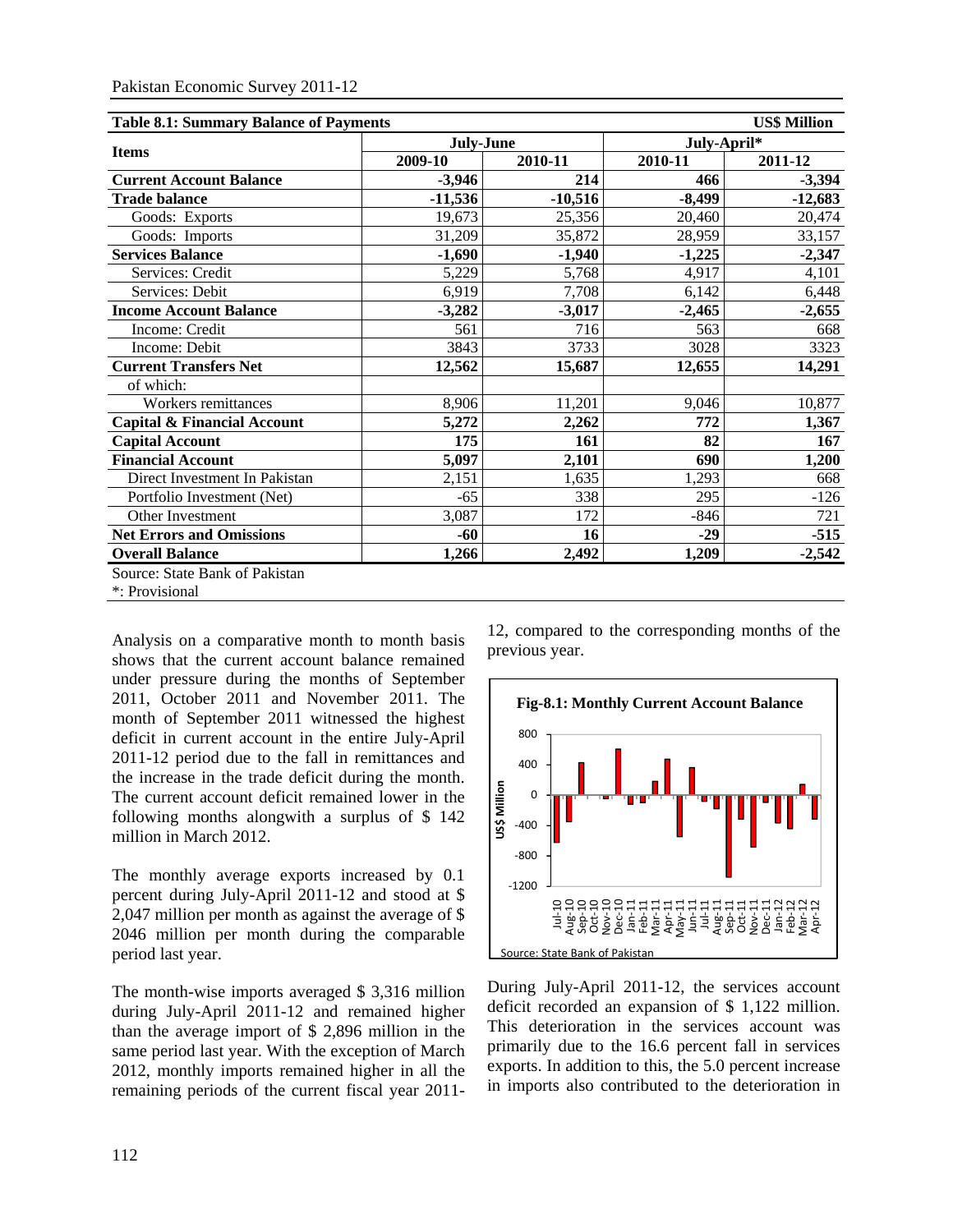**Table 8.1: Summary Balance of Payments** US$ Million

| Items | July-June | | July-April* | |
|---|---|---|---|---|
| | 2009-10 | 2010-11 | 2010-11 | 2011-12 |
| **Current Account Balance** | **-3,946** | **214** | **466** | **-3,394** |
| **Trade balance** | **-11,536** | **-10,516** | **-8,499** | **-12,683** |
| Goods: Exports | 19,673 | 25,356 | 20,460 | 20,474 |
| Goods: Imports | 31,209 | 35,872 | 28,959 | 33,157 |
| **Services Balance** | **-1,690** | **-1,940** | **-1,225** | **-2,347** |
| Services: Credit | 5,229 | 5,768 | 4,917 | 4,101 |
| Services: Debit | 6,919 | 7,708 | 6,142 | 6,448 |
| **Income Account Balance** | **-3,282** | **-3,017** | **-2,465** | **-2,655** |
| Income: Credit | 561 | 716 | 563 | 668 |
| Income: Debit | 3843 | 3733 | 3028 | 3323 |
| **Current Transfers Net** | **12,562** | **15,687** | **12,655** | **14,291** |
| of which: | | | | |
| Workers remittances | 8,906 | 11,201 | 9,046 | 10,877 |
| **Capital & Financial Account** | **5,272** | **2,262** | **772** | **1,367** |
| **Capital Account** | **175** | **161** | **82** | **167** |
| **Financial Account** | **5,097** | **2,101** | **690** | **1,200** |
| Direct Investment In Pakistan | 2,151 | 1,635 | 1,293 | 668 |
| Portfolio Investment (Net) | -65 | 338 | 295 | -126 |
| Other Investment | 3,087 | 172 | -846 | 721 |
| **Net Errors and Omissions** | **-60** | **16** | **-29** | **-515** |
| **Overall Balance** | **1,266** | **2,492** | **1,209** | **-2,542** |

Source: State Bank of Pakistan

*: Provisional

Analysis on a comparative month to month basis shows that the current account balance remained under pressure during the months of September 2011, October 2011 and November 2011. The month of September 2011 witnessed the highest deficit in current account in the entire July-April 2011-12 period due to the fall in remittances and the increase in the trade deficit during the month. The current account deficit remained lower in the following months alongwith a surplus of $ 142 million in March 2012.

The monthly average exports increased by 0.1 percent during July-April 2011-12 and stood at $ 2,047 million per month as against the average of $ 2046 million per month during the comparable period last year.

The month-wise imports averaged $ 3,316 million during July-April 2011-12 and remained higher than the average import of $ 2,896 million in the same period last year. With the exception of March 2012, monthly imports remained higher in all the remaining periods of the current fiscal year 2011-12, compared to the corresponding months of the previous year.

**Fig-8.1: Monthly Current Account Balance**

Source: State Bank of Pakistan

During July-April 2011-12, the services account deficit recorded an expansion of $ 1,122 million. This deterioration in the services account was primarily due to the 16.6 percent fall in services exports. In addition to this, the 5.0 percent increase in imports also contributed to the deterioration in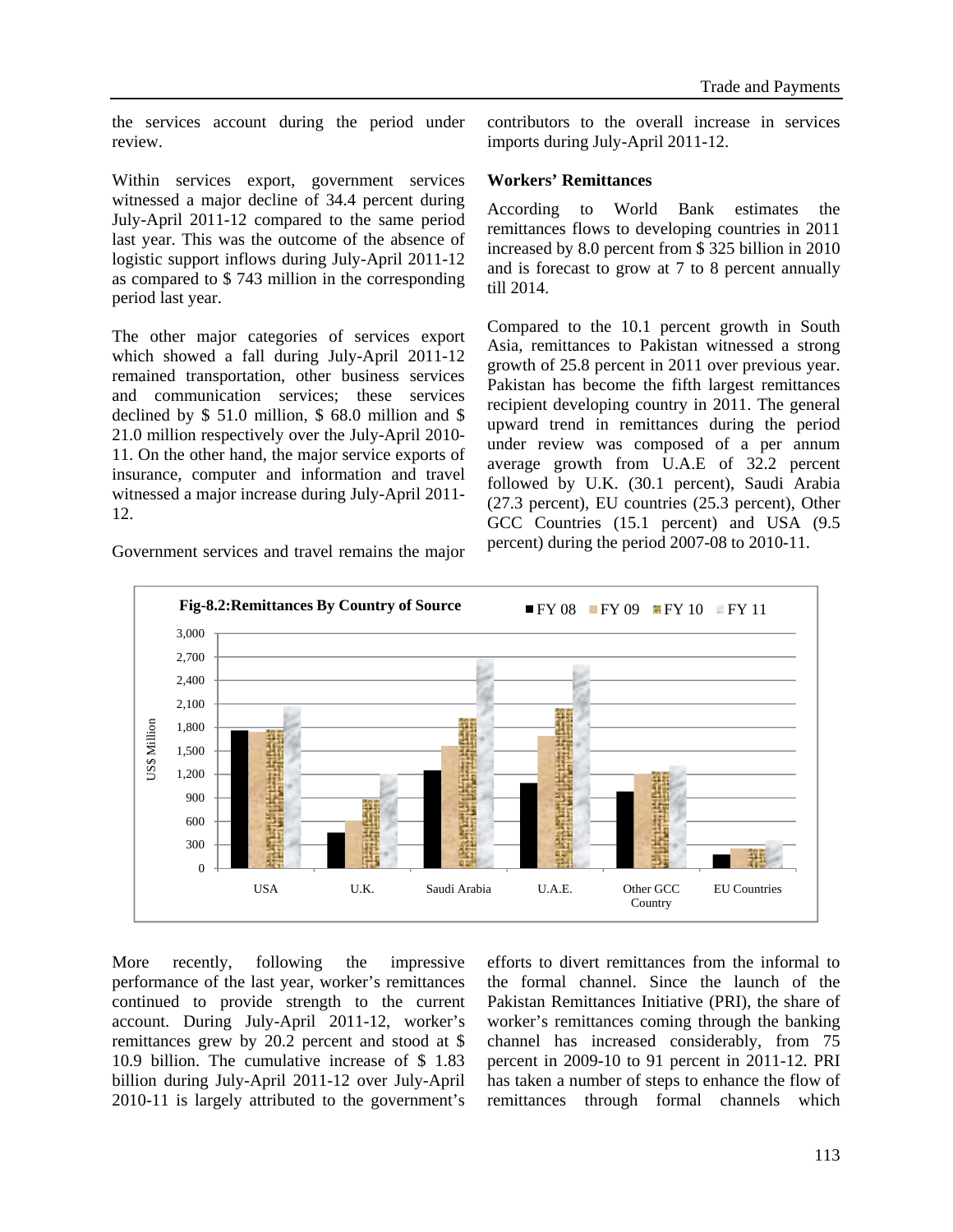the services account during the period under review.

Within services export, government services witnessed a major decline of 34.4 percent during July-April 2011-12 compared to the same period last year. This was the outcome of the absence of logistic support inflows during July-April 2011-12 as compared to $ 743 million in the corresponding period last year.

The other major categories of services export which showed a fall during July-April 2011-12 remained transportation, other business services and communication services; these services declined by $ 51.0 million, $ 68.0 million and $ 21.0 million respectively over the July-April 2010-11. On the other hand, the major service exports of insurance, computer and information and travel witnessed a major increase during July-April 2011-12.

Government services and travel remains the major contributors to the overall increase in services imports during July-April 2011-12.

### Workers' Remittances

According to World Bank estimates the remittances flows to developing countries in 2011 increased by 8.0 percent from $ 325 billion in 2010 and is forecast to grow at 7 to 8 percent annually till 2014.

Compared to the 10.1 percent growth in South Asia, remittances to Pakistan witnessed a strong growth of 25.8 percent in 2011 over previous year. Pakistan has become the fifth largest remittances recipient developing country in 2011. The general upward trend in remittances during the period under review was composed of a per annum average growth from U.A.E of 32.2 percent followed by U.K. (30.1 percent), Saudi Arabia (27.3 percent), EU countries (25.3 percent), Other GCC Countries (15.1 percent) and USA (9.5 percent) during the period 2007-08 to 2010-11.

**Fig-8.2:Remittances By Country of Source**

More recently, following the impressive performance of the last year, worker's remittances continued to provide strength to the current account. During July-April 2011-12, worker's remittances grew by 20.2 percent and stood at $ 10.9 billion. The cumulative increase of $ 1.83 billion during July-April 2011-12 over July-April 2010-11 is largely attributed to the government's efforts to divert remittances from the informal to the formal channel. Since the launch of the Pakistan Remittances Initiative (PRI), the share of worker's remittances coming through the banking channel has increased considerably, from 75 percent in 2009-10 to 91 percent in 2011-12. PRI has taken a number of steps to enhance the flow of remittances through formal channels which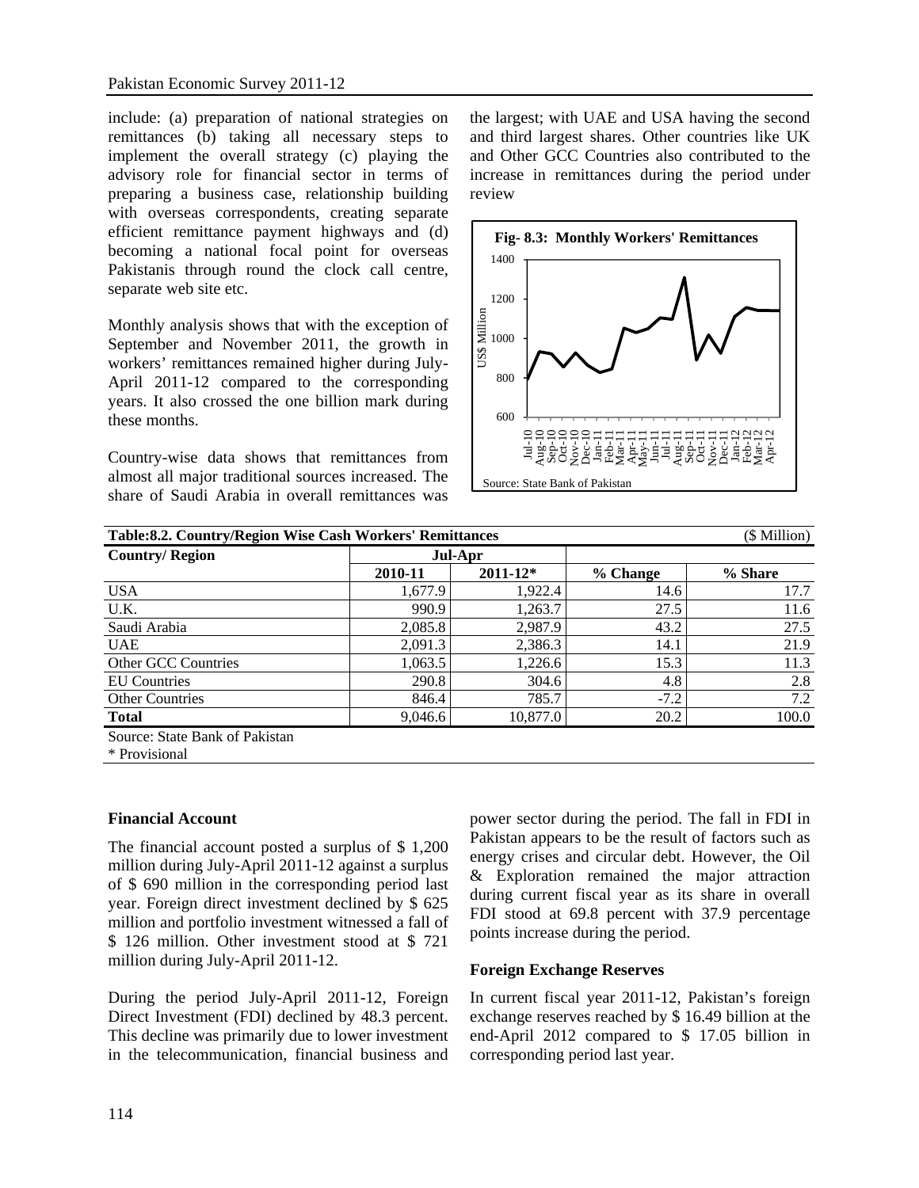include: (a) preparation of national strategies on remittances (b) taking all necessary steps to implement the overall strategy (c) playing the advisory role for financial sector in terms of preparing a business case, relationship building with overseas correspondents, creating separate efficient remittance payment highways and (d) becoming a national focal point for overseas Pakistanis through round the clock call centre, separate web site etc.

Monthly analysis shows that with the exception of September and November 2011, the growth in workers' remittances remained higher during July-April 2011-12 compared to the corresponding years. It also crossed the one billion mark during these months.

Country-wise data shows that remittances from almost all major traditional sources increased. The share of Saudi Arabia in overall remittances was the largest; with UAE and USA having the second and third largest shares. Other countries like UK and Other GCC Countries also contributed to the increase in remittances during the period under review

**Fig- 8.3: Monthly Workers' Remittances**

Source: State Bank of Pakistan

**Table:8.2. Country/Region Wise Cash Workers' Remittances** ($ Million)

| Country/ Region | Jul-Apr | | | |
|---|---|---|---|---|
| | 2010-11 | 2011-12* | % Change | % Share |
| USA | 1,677.9 | 1,922.4 | 14.6 | 17.7 |
| U.K. | 990.9 | 1,263.7 | 27.5 | 11.6 |
| Saudi Arabia | 2,085.8 | 2,987.9 | 43.2 | 27.5 |
| UAE | 2,091.3 | 2,386.3 | 14.1 | 21.9 |
| Other GCC Countries | 1,063.5 | 1,226.6 | 15.3 | 11.3 |
| EU Countries | 290.8 | 304.6 | 4.8 | 2.8 |
| Other Countries | 846.4 | 785.7 | -7.2 | 7.2 |
| **Total** | 9,046.6 | 10,877.0 | 20.2 | 100.0 |

Source: State Bank of Pakistan
* Provisional

### Financial Account

The financial account posted a surplus of $ 1,200 million during July-April 2011-12 against a surplus of $ 690 million in the corresponding period last year. Foreign direct investment declined by $ 625 million and portfolio investment witnessed a fall of $ 126 million. Other investment stood at $ 721 million during July-April 2011-12.

During the period July-April 2011-12, Foreign Direct Investment (FDI) declined by 48.3 percent. This decline was primarily due to lower investment in the telecommunication, financial business and power sector during the period. The fall in FDI in Pakistan appears to be the result of factors such as energy crises and circular debt. However, the Oil & Exploration remained the major attraction during current fiscal year as its share in overall FDI stood at 69.8 percent with 37.9 percentage points increase during the period.

### Foreign Exchange Reserves

In current fiscal year 2011-12, Pakistan's foreign exchange reserves reached by $ 16.49 billion at the end-April 2012 compared to $ 17.05 billion in corresponding period last year.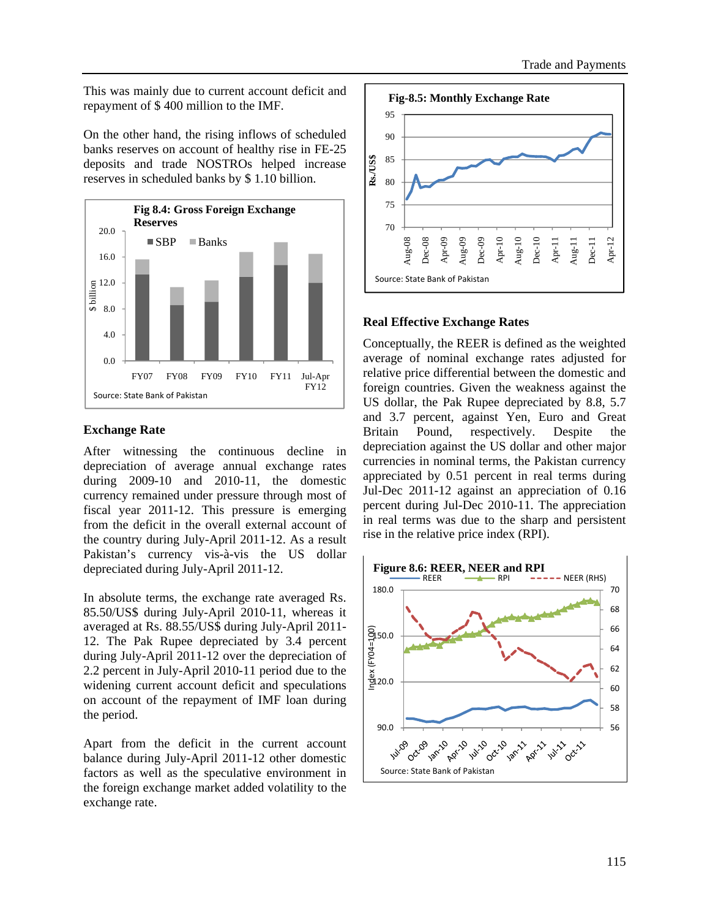This was mainly due to current account deficit and repayment of $ 400 million to the IMF.

On the other hand, the rising inflows of scheduled banks reserves on account of healthy rise in FE-25 deposits and trade NOSTROs helped increase reserves in scheduled banks by $ 1.10 billion.

**Fig 8.4: Gross Foreign Exchange Reserves**

Source: State Bank of Pakistan

### Exchange Rate

After witnessing the continuous decline in depreciation of average annual exchange rates during 2009-10 and 2010-11, the domestic currency remained under pressure through most of fiscal year 2011-12. This pressure is emerging from the deficit in the overall external account of the country during July-April 2011-12. As a result Pakistan's currency vis-à-vis the US dollar depreciated during July-April 2011-12.

In absolute terms, the exchange rate averaged Rs. 85.50/US$ during July-April 2010-11, whereas it averaged at Rs. 88.55/US$ during July-April 2011-12. The Pak Rupee depreciated by 3.4 percent during July-April 2011-12 over the depreciation of 2.2 percent in July-April 2010-11 period due to the widening current account deficit and speculations on account of the repayment of IMF loan during the period.

Apart from the deficit in the current account balance during July-April 2011-12 other domestic factors as well as the speculative environment in the foreign exchange market added volatility to the exchange rate.

**Fig-8.5: Monthly Exchange Rate**

Source: State Bank of Pakistan

### Real Effective Exchange Rates

Conceptually, the REER is defined as the weighted average of nominal exchange rates adjusted for relative price differential between the domestic and foreign countries. Given the weakness against the US dollar, the Pak Rupee depreciated by 8.8, 5.7 and 3.7 percent, against Yen, Euro and Great Britain Pound, respectively. Despite the depreciation against the US dollar and other major currencies in nominal terms, the Pakistan currency appreciated by 0.51 percent in real terms during Jul-Dec 2011-12 against an appreciation of 0.16 percent during Jul-Dec 2010-11. The appreciation in real terms was due to the sharp and persistent rise in the relative price index (RPI).

**Figure 8.6: REER, NEER and RPI**

Source: State Bank of Pakistan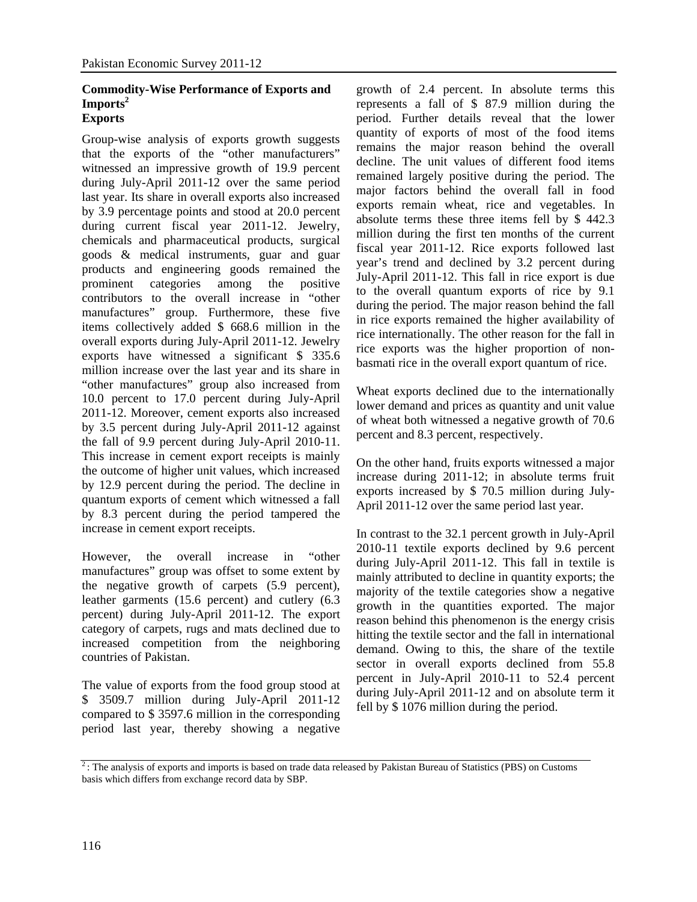### Commodity-Wise Performance of Exports and Imports[2]

### Exports

Group-wise analysis of exports growth suggests that the exports of the "other manufacturers" witnessed an impressive growth of 19.9 percent during July-April 2011-12 over the same period last year. Its share in overall exports also increased by 3.9 percentage points and stood at 20.0 percent during current fiscal year 2011-12. Jewelry, chemicals and pharmaceutical products, surgical goods & medical instruments, guar and guar products and engineering goods remained the prominent categories among the positive contributors to the overall increase in "other manufactures" group. Furthermore, these five items collectively added $ 668.6 million in the overall exports during July-April 2011-12. Jewelry exports have witnessed a significant $ 335.6 million increase over the last year and its share in "other manufactures" group also increased from 10.0 percent to 17.0 percent during July-April 2011-12. Moreover, cement exports also increased by 3.5 percent during July-April 2011-12 against the fall of 9.9 percent during July-April 2010-11. This increase in cement export receipts is mainly the outcome of higher unit values, which increased by 12.9 percent during the period. The decline in quantum exports of cement which witnessed a fall by 8.3 percent during the period tampered the increase in cement export receipts.

However, the overall increase in "other manufactures" group was offset to some extent by the negative growth of carpets (5.9 percent), leather garments (15.6 percent) and cutlery (6.3 percent) during July-April 2011-12. The export category of carpets, rugs and mats declined due to increased competition from the neighboring countries of Pakistan.

The value of exports from the food group stood at $ 3509.7 million during July-April 2011-12 compared to $ 3597.6 million in the corresponding period last year, thereby showing a negative growth of 2.4 percent. In absolute terms this represents a fall of $ 87.9 million during the period. Further details reveal that the lower quantity of exports of most of the food items remains the major reason behind the overall decline. The unit values of different food items remained largely positive during the period. The major factors behind the overall fall in food exports remain wheat, rice and vegetables. In absolute terms these three items fell by $ 442.3 million during the first ten months of the current fiscal year 2011-12. Rice exports followed last year's trend and declined by 3.2 percent during July-April 2011-12. This fall in rice export is due to the overall quantum exports of rice by 9.1 during the period. The major reason behind the fall in rice exports remained the higher availability of rice internationally. The other reason for the fall in rice exports was the higher proportion of non-basmati rice in the overall export quantum of rice.

Wheat exports declined due to the internationally lower demand and prices as quantity and unit value of wheat both witnessed a negative growth of 70.6 percent and 8.3 percent, respectively.

On the other hand, fruits exports witnessed a major increase during 2011-12; in absolute terms fruit exports increased by $ 70.5 million during July-April 2011-12 over the same period last year.

In contrast to the 32.1 percent growth in July-April 2010-11 textile exports declined by 9.6 percent during July-April 2011-12. This fall in textile is mainly attributed to decline in quantity exports; the majority of the textile categories show a negative growth in the quantities exported. The major reason behind this phenomenon is the energy crisis hitting the textile sector and the fall in international demand. Owing to this, the share of the textile sector in overall exports declined from 55.8 percent in July-April 2010-11 to 52.4 percent during July-April 2011-12 and on absolute term it fell by $ 1076 million during the period.

[2]: The analysis of exports and imports is based on trade data released by Pakistan Bureau of Statistics (PBS) on Customs basis which differs from exchange record data by SBP.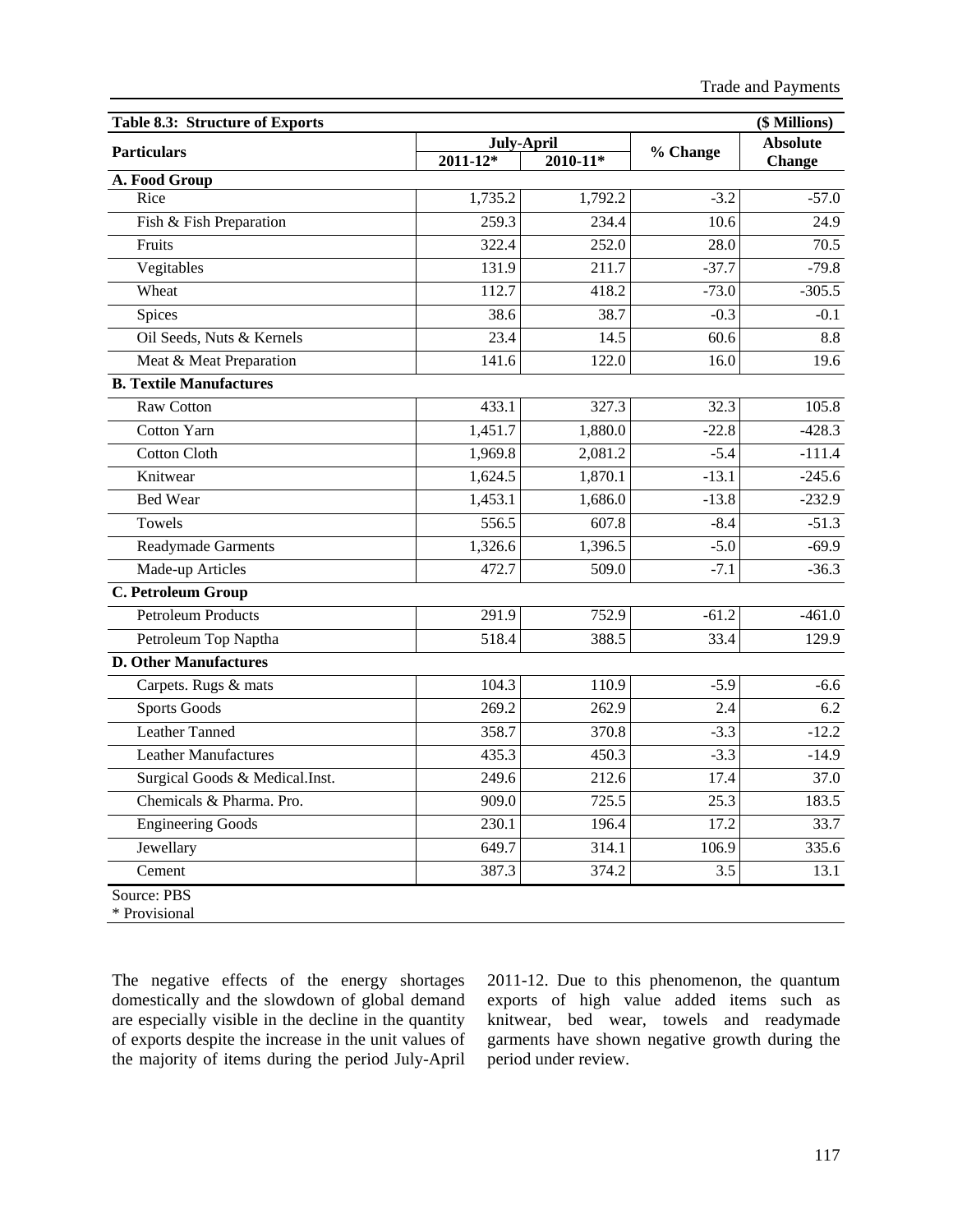| Table 8.3: Structure of Exports | | | | ($ Millions) |
|---|---|---|---|---|
| Particulars | July-April | | % Change | Absolute Change |
| | 2011-12* | 2010-11* | | |
| **A. Food Group** | | | | |
| Rice | 1,735.2 | 1,792.2 | -3.2 | -57.0 |
| Fish & Fish Preparation | 259.3 | 234.4 | 10.6 | 24.9 |
| Fruits | 322.4 | 252.0 | 28.0 | 70.5 |
| Vegitables | 131.9 | 211.7 | -37.7 | -79.8 |
| Wheat | 112.7 | 418.2 | -73.0 | -305.5 |
| Spices | 38.6 | 38.7 | -0.3 | -0.1 |
| Oil Seeds, Nuts & Kernels | 23.4 | 14.5 | 60.6 | 8.8 |
| Meat & Meat Preparation | 141.6 | 122.0 | 16.0 | 19.6 |
| **B. Textile Manufactures** | | | | |
| Raw Cotton | 433.1 | 327.3 | 32.3 | 105.8 |
| Cotton Yarn | 1,451.7 | 1,880.0 | -22.8 | -428.3 |
| Cotton Cloth | 1,969.8 | 2,081.2 | -5.4 | -111.4 |
| Knitwear | 1,624.5 | 1,870.1 | -13.1 | -245.6 |
| Bed Wear | 1,453.1 | 1,686.0 | -13.8 | -232.9 |
| Towels | 556.5 | 607.8 | -8.4 | -51.3 |
| Readymade Garments | 1,326.6 | 1,396.5 | -5.0 | -69.9 |
| Made-up Articles | 472.7 | 509.0 | -7.1 | -36.3 |
| **C. Petroleum Group** | | | | |
| Petroleum Products | 291.9 | 752.9 | -61.2 | -461.0 |
| Petroleum Top Naptha | 518.4 | 388.5 | 33.4 | 129.9 |
| **D. Other Manufactures** | | | | |
| Carpets. Rugs & mats | 104.3 | 110.9 | -5.9 | -6.6 |
| Sports Goods | 269.2 | 262.9 | 2.4 | 6.2 |
| Leather Tanned | 358.7 | 370.8 | -3.3 | -12.2 |
| Leather Manufactures | 435.3 | 450.3 | -3.3 | -14.9 |
| Surgical Goods & Medical.Inst. | 249.6 | 212.6 | 17.4 | 37.0 |
| Chemicals & Pharma. Pro. | 909.0 | 725.5 | 25.3 | 183.5 |
| Engineering Goods | 230.1 | 196.4 | 17.2 | 33.7 |
| Jewellary | 649.7 | 314.1 | 106.9 | 335.6 |
| Cement | 387.3 | 374.2 | 3.5 | 13.1 |

Source: PBS
\* Provisional

The negative effects of the energy shortages domestically and the slowdown of global demand are especially visible in the decline in the quantity of exports despite the increase in the unit values of the majority of items during the period July-April 2011-12. Due to this phenomenon, the quantum exports of high value added items such as knitwear, bed wear, towels and readymade garments have shown negative growth during the period under review.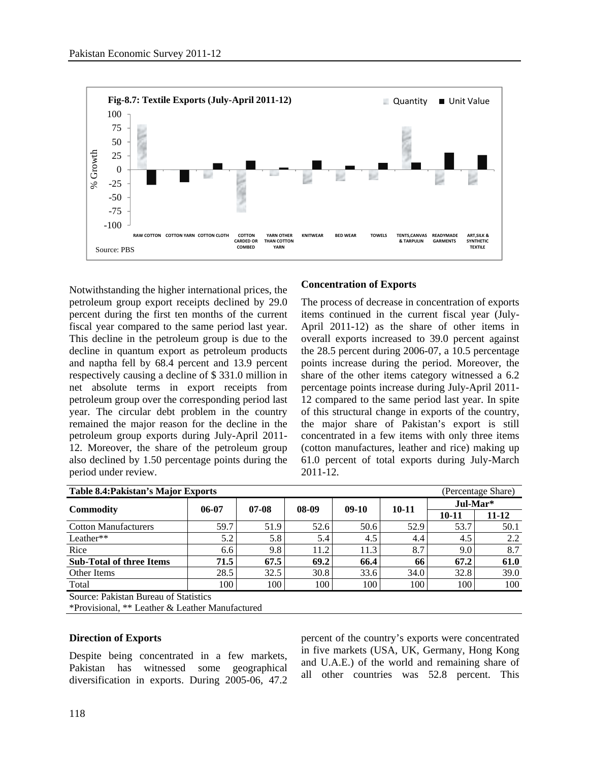Fig-8.7: Textile Exports (July-April 2011-12)

Source: PBS

Notwithstanding the higher international prices, the petroleum group export receipts declined by 29.0 percent during the first ten months of the current fiscal year compared to the same period last year. This decline in the petroleum group is due to the decline in quantum export as petroleum products and naptha fell by 68.4 percent and 13.9 percent respectively causing a decline of $ 331.0 million in net absolute terms in export receipts from petroleum group over the corresponding period last year. The circular debt problem in the country remained the major reason for the decline in the petroleum group exports during July-April 2011-12. Moreover, the share of the petroleum group also declined by 1.50 percentage points during the period under review.

**Concentration of Exports**

The process of decrease in concentration of exports items continued in the current fiscal year (July-April 2011-12) as the share of other items in overall exports increased to 39.0 percent against the 28.5 percent during 2006-07, a 10.5 percentage points increase during the period. Moreover, the share of the other items category witnessed a 6.2 percentage points increase during July-April 2011-12 compared to the same period last year. In spite of this structural change in exports of the country, the major share of Pakistan's export is still concentrated in a few items with only three items (cotton manufactures, leather and rice) making up 61.0 percent of total exports during July-March 2011-12.

**Table 8.4:Pakistan's Major Exports** (Percentage Share)

| Commodity | 06-07 | 07-08 | 08-09 | 09-10 | 10-11 | Jul-Mar* | |
|---|---|---|---|---|---|---|---|
| | | | | | | 10-11 | 11-12 |
| Cotton Manufacturers | 59.7 | 51.9 | 52.6 | 50.6 | 52.9 | 53.7 | 50.1 |
| Leather** | 5.2 | 5.8 | 5.4 | 4.5 | 4.4 | 4.5 | 2.2 |
| Rice | 6.6 | 9.8 | 11.2 | 11.3 | 8.7 | 9.0 | 8.7 |
| **Sub-Total of three Items** | **71.5** | **67.5** | **69.2** | **66.4** | **66** | **67.2** | **61.0** |
| Other Items | 28.5 | 32.5 | 30.8 | 33.6 | 34.0 | 32.8 | 39.0 |
| Total | 100 | 100 | 100 | 100 | 100 | 100 | 100 |

Source: Pakistan Bureau of Statistics
*Provisional, ** Leather & Leather Manufactured

**Direction of Exports**

Despite being concentrated in a few markets, Pakistan has witnessed some geographical diversification in exports. During 2005-06, 47.2 percent of the country's exports were concentrated in five markets (USA, UK, Germany, Hong Kong and U.A.E.) of the world and remaining share of all other countries was 52.8 percent. This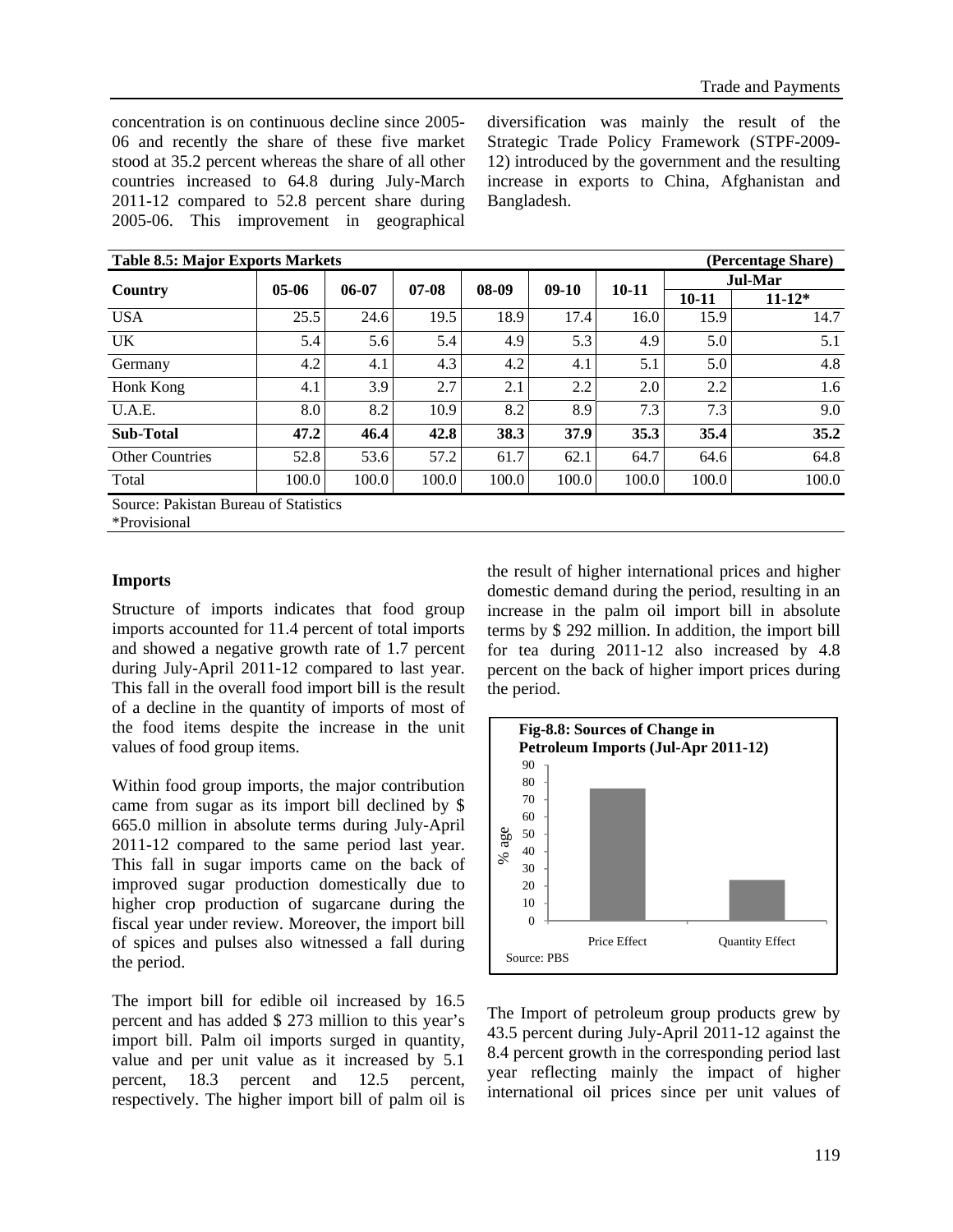concentration is on continuous decline since 2005-06 and recently the share of these five market stood at 35.2 percent whereas the share of all other countries increased to 64.8 during July-March 2011-12 compared to 52.8 percent share during 2005-06. This improvement in geographical diversification was mainly the result of the Strategic Trade Policy Framework (STPF-2009-12) introduced by the government and the resulting increase in exports to China, Afghanistan and Bangladesh.

**Table 8.5: Major Exports Markets** (Percentage Share)

| Country | 05-06 | 06-07 | 07-08 | 08-09 | 09-10 | 10-11 | Jul-Mar | |
|---|---|---|---|---|---|---|---|---|
| | | | | | | | 10-11 | 11-12* |
| USA | 25.5 | 24.6 | 19.5 | 18.9 | 17.4 | 16.0 | 15.9 | 14.7 |
| UK | 5.4 | 5.6 | 5.4 | 4.9 | 5.3 | 4.9 | 5.0 | 5.1 |
| Germany | 4.2 | 4.1 | 4.3 | 4.2 | 4.1 | 5.1 | 5.0 | 4.8 |
| Honk Kong | 4.1 | 3.9 | 2.7 | 2.1 | 2.2 | 2.0 | 2.2 | 1.6 |
| U.A.E. | 8.0 | 8.2 | 10.9 | 8.2 | 8.9 | 7.3 | 7.3 | 9.0 |
| **Sub-Total** | **47.2** | **46.4** | **42.8** | **38.3** | **37.9** | **35.3** | **35.4** | **35.2** |
| Other Countries | 52.8 | 53.6 | 57.2 | 61.7 | 62.1 | 64.7 | 64.6 | 64.8 |
| Total | 100.0 | 100.0 | 100.0 | 100.0 | 100.0 | 100.0 | 100.0 | 100.0 |

Source: Pakistan Bureau of Statistics
*Provisional

### Imports

Structure of imports indicates that food group imports accounted for 11.4 percent of total imports and showed a negative growth rate of 1.7 percent during July-April 2011-12 compared to last year. This fall in the overall food import bill is the result of a decline in the quantity of imports of most of the food items despite the increase in the unit values of food group items.

Within food group imports, the major contribution came from sugar as its import bill declined by $ 665.0 million in absolute terms during July-April 2011-12 compared to the same period last year. This fall in sugar imports came on the back of improved sugar production domestically due to higher crop production of sugarcane during the fiscal year under review. Moreover, the import bill of spices and pulses also witnessed a fall during the period.

The import bill for edible oil increased by 16.5 percent and has added $ 273 million to this year's import bill. Palm oil imports surged in quantity, value and per unit value as it increased by 5.1 percent, 18.3 percent and 12.5 percent, respectively. The higher import bill of palm oil is the result of higher international prices and higher domestic demand during the period, resulting in an increase in the palm oil import bill in absolute terms by $ 292 million. In addition, the import bill for tea during 2011-12 also increased by 4.8 percent on the back of higher import prices during the period.

**Fig-8.8: Sources of Change in Petroleum Imports (Jul-Apr 2011-12)**

| | % age |
|---|---|
| Price Effect | ~76 |
| Quantity Effect | ~24 |

Source: PBS

The Import of petroleum group products grew by 43.5 percent during July-April 2011-12 against the 8.4 percent growth in the corresponding period last year reflecting mainly the impact of higher international oil prices since per unit values of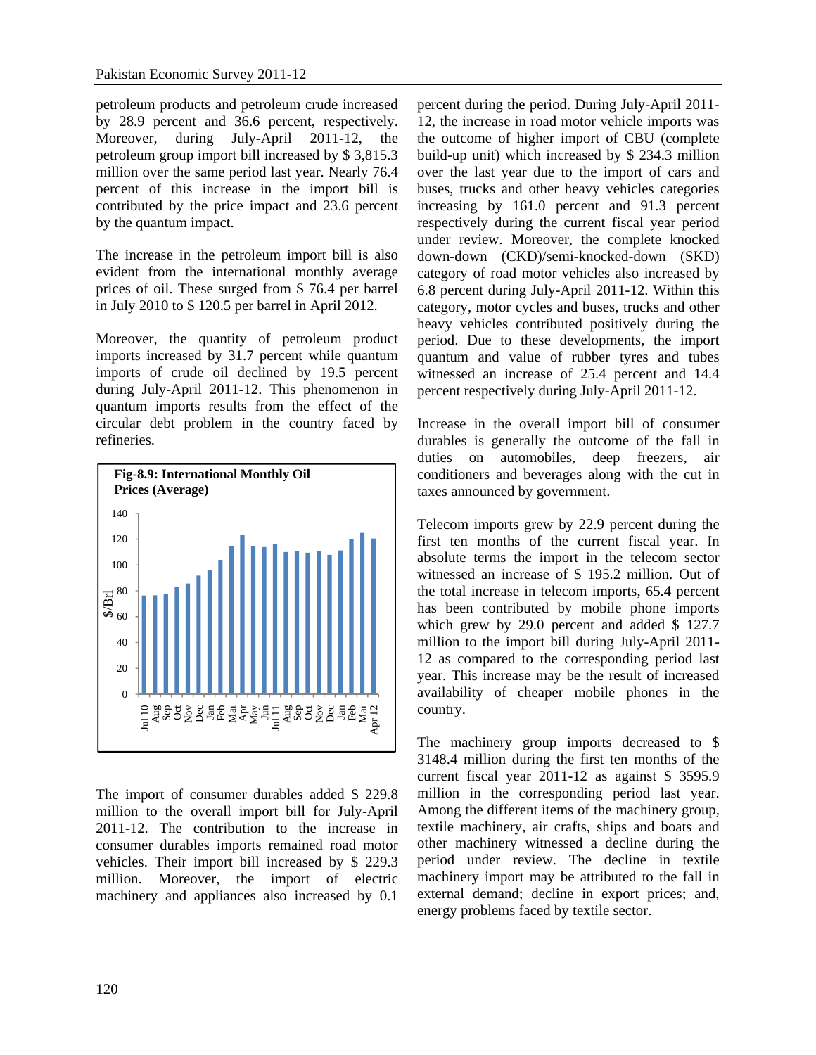petroleum products and petroleum crude increased by 28.9 percent and 36.6 percent, respectively. Moreover, during July-April 2011-12, the petroleum group import bill increased by $ 3,815.3 million over the same period last year. Nearly 76.4 percent of this increase in the import bill is contributed by the price impact and 23.6 percent by the quantum impact.

The increase in the petroleum import bill is also evident from the international monthly average prices of oil. These surged from $ 76.4 per barrel in July 2010 to $ 120.5 per barrel in April 2012.

Moreover, the quantity of petroleum product imports increased by 31.7 percent while quantum imports of crude oil declined by 19.5 percent during July-April 2011-12. This phenomenon in quantum imports results from the effect of the circular debt problem in the country faced by refineries.

**Fig-8.9: International Monthly Oil Prices (Average)**

The import of consumer durables added $ 229.8 million to the overall import bill for July-April 2011-12. The contribution to the increase in consumer durables imports remained road motor vehicles. Their import bill increased by $ 229.3 million. Moreover, the import of electric machinery and appliances also increased by 0.1 percent during the period. During July-April 2011-12, the increase in road motor vehicle imports was the outcome of higher import of CBU (complete build-up unit) which increased by $ 234.3 million over the last year due to the import of cars and buses, trucks and other heavy vehicles categories increasing by 161.0 percent and 91.3 percent respectively during the current fiscal year period under review. Moreover, the complete knocked down-down (CKD)/semi-knocked-down (SKD) category of road motor vehicles also increased by 6.8 percent during July-April 2011-12. Within this category, motor cycles and buses, trucks and other heavy vehicles contributed positively during the period. Due to these developments, the import quantum and value of rubber tyres and tubes witnessed an increase of 25.4 percent and 14.4 percent respectively during July-April 2011-12.

Increase in the overall import bill of consumer durables is generally the outcome of the fall in duties on automobiles, deep freezers, air conditioners and beverages along with the cut in taxes announced by government.

Telecom imports grew by 22.9 percent during the first ten months of the current fiscal year. In absolute terms the import in the telecom sector witnessed an increase of $ 195.2 million. Out of the total increase in telecom imports, 65.4 percent has been contributed by mobile phone imports which grew by 29.0 percent and added $ 127.7 million to the import bill during July-April 2011-12 as compared to the corresponding period last year. This increase may be the result of increased availability of cheaper mobile phones in the country.

The machinery group imports decreased to $ 3148.4 million during the first ten months of the current fiscal year 2011-12 as against $ 3595.9 million in the corresponding period last year. Among the different items of the machinery group, textile machinery, air crafts, ships and boats and other machinery witnessed a decline during the period under review. The decline in textile machinery import may be attributed to the fall in external demand; decline in export prices; and, energy problems faced by textile sector.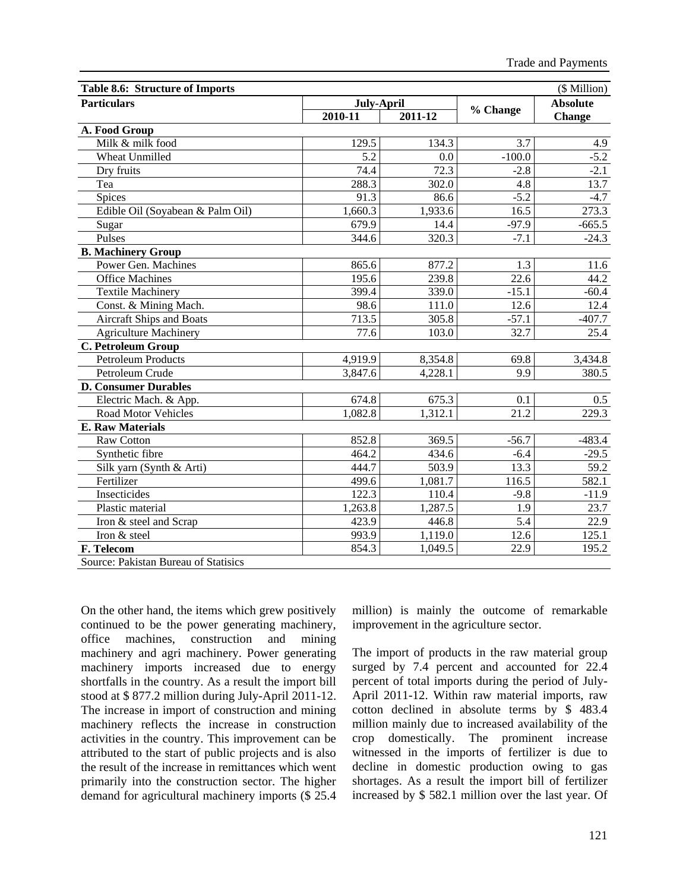| Table 8.6: Structure of Imports | | | | (\$ Million) |
|---|---|---|---|---|
| **Particulars** | **July-April** | | **% Change** | **Absolute Change** |
| | **2010-11** | **2011-12** | | |
| **A. Food Group** | | | | |
| Milk & milk food | 129.5 | 134.3 | 3.7 | 4.9 |
| Wheat Unmilled | 5.2 | 0.0 | -100.0 | -5.2 |
| Dry fruits | 74.4 | 72.3 | -2.8 | -2.1 |
| Tea | 288.3 | 302.0 | 4.8 | 13.7 |
| Spices | 91.3 | 86.6 | -5.2 | -4.7 |
| Edible Oil (Soyabean & Palm Oil) | 1,660.3 | 1,933.6 | 16.5 | 273.3 |
| Sugar | 679.9 | 14.4 | -97.9 | -665.5 |
| Pulses | 344.6 | 320.3 | -7.1 | -24.3 |
| **B. Machinery Group** | | | | |
| Power Gen. Machines | 865.6 | 877.2 | 1.3 | 11.6 |
| Office Machines | 195.6 | 239.8 | 22.6 | 44.2 |
| Textile Machinery | 399.4 | 339.0 | -15.1 | -60.4 |
| Const. & Mining Mach. | 98.6 | 111.0 | 12.6 | 12.4 |
| Aircraft Ships and Boats | 713.5 | 305.8 | -57.1 | -407.7 |
| Agriculture Machinery | 77.6 | 103.0 | 32.7 | 25.4 |
| **C. Petroleum Group** | | | | |
| Petroleum Products | 4,919.9 | 8,354.8 | 69.8 | 3,434.8 |
| Petroleum Crude | 3,847.6 | 4,228.1 | 9.9 | 380.5 |
| **D. Consumer Durables** | | | | |
| Electric Mach. & App. | 674.8 | 675.3 | 0.1 | 0.5 |
| Road Motor Vehicles | 1,082.8 | 1,312.1 | 21.2 | 229.3 |
| **E. Raw Materials** | | | | |
| Raw Cotton | 852.8 | 369.5 | -56.7 | -483.4 |
| Synthetic fibre | 464.2 | 434.6 | -6.4 | -29.5 |
| Silk yarn (Synth & Arti) | 444.7 | 503.9 | 13.3 | 59.2 |
| Fertilizer | 499.6 | 1,081.7 | 116.5 | 582.1 |
| Insecticides | 122.3 | 110.4 | -9.8 | -11.9 |
| Plastic material | 1,263.8 | 1,287.5 | 1.9 | 23.7 |
| Iron & steel and Scrap | 423.9 | 446.8 | 5.4 | 22.9 |
| Iron & steel | 993.9 | 1,119.0 | 12.6 | 125.1 |
| **F. Telecom** | 854.3 | 1,049.5 | 22.9 | 195.2 |

Source: Pakistan Bureau of Statisics

On the other hand, the items which grew positively continued to be the power generating machinery, office machines, construction and mining machinery and agri machinery. Power generating machinery imports increased due to energy shortfalls in the country. As a result the import bill stood at \$ 877.2 million during July-April 2011-12. The increase in import of construction and mining machinery reflects the increase in construction activities in the country. This improvement can be attributed to the start of public projects and is also the result of the increase in remittances which went primarily into the construction sector. The higher demand for agricultural machinery imports (\$ 25.4 million) is mainly the outcome of remarkable improvement in the agriculture sector.

The import of products in the raw material group surged by 7.4 percent and accounted for 22.4 percent of total imports during the period of July-April 2011-12. Within raw material imports, raw cotton declined in absolute terms by \$ 483.4 million mainly due to increased availability of the crop domestically. The prominent increase witnessed in the imports of fertilizer is due to decline in domestic production owing to gas shortages. As a result the import bill of fertilizer increased by \$ 582.1 million over the last year. Of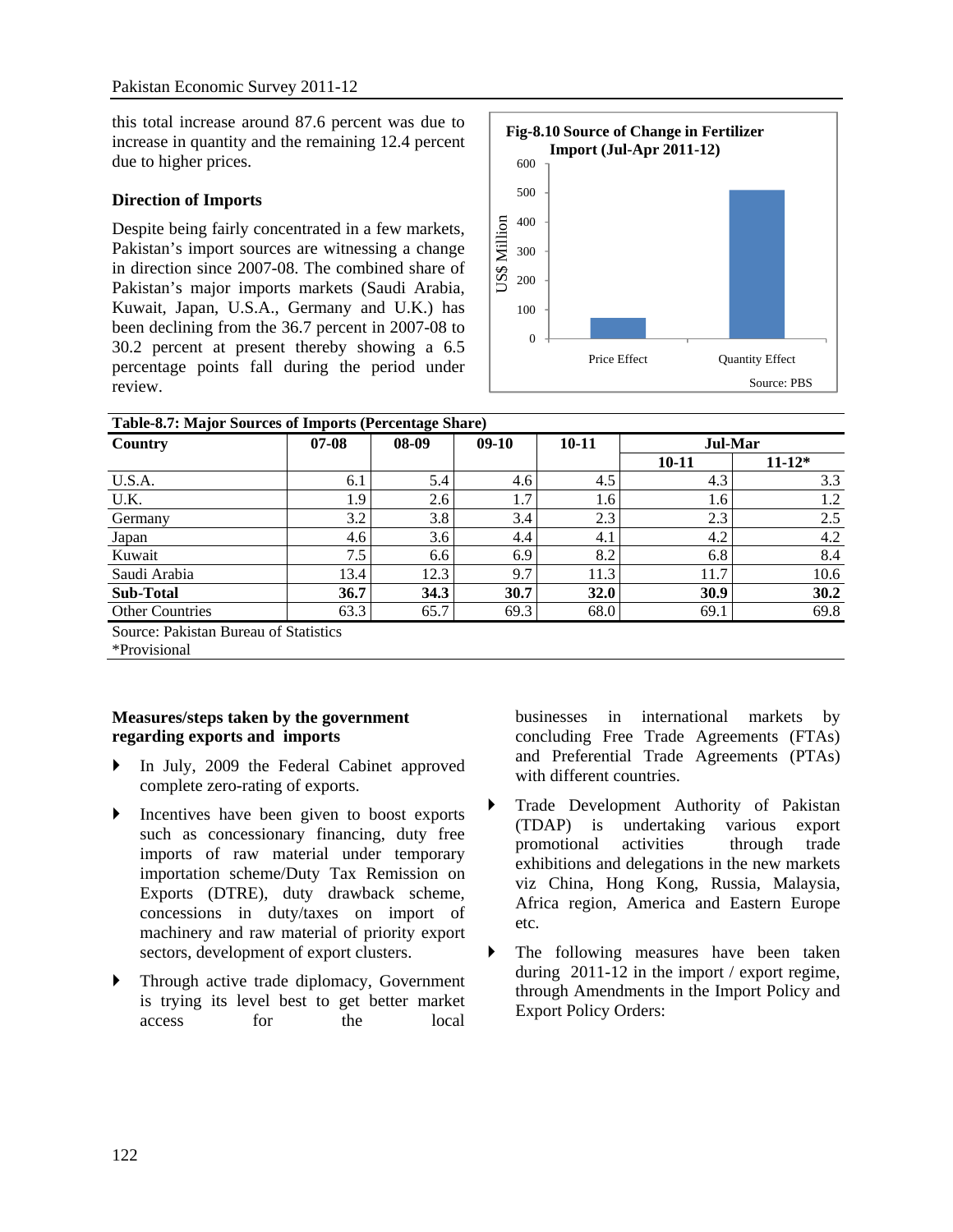this total increase around 87.6 percent was due to increase in quantity and the remaining 12.4 percent due to higher prices.

**Fig-8.10 Source of Change in Fertilizer Import (Jul-Apr 2011-12)**

Source: PBS

### Direction of Imports

Despite being fairly concentrated in a few markets, Pakistan's import sources are witnessing a change in direction since 2007-08. The combined share of Pakistan's major imports markets (Saudi Arabia, Kuwait, Japan, U.S.A., Germany and U.K.) has been declining from the 36.7 percent in 2007-08 to 30.2 percent at present thereby showing a 6.5 percentage points fall during the period under review.

**Table-8.7: Major Sources of Imports (Percentage Share)**

| Country | 07-08 | 08-09 | 09-10 | 10-11 | Jul-Mar | |
|---|---|---|---|---|---|---|
| | | | | | 10-11 | 11-12* |
| U.S.A. | 6.1 | 5.4 | 4.6 | 4.5 | 4.3 | 3.3 |
| U.K. | 1.9 | 2.6 | 1.7 | 1.6 | 1.6 | 1.2 |
| Germany | 3.2 | 3.8 | 3.4 | 2.3 | 2.3 | 2.5 |
| Japan | 4.6 | 3.6 | 4.4 | 4.1 | 4.2 | 4.2 |
| Kuwait | 7.5 | 6.6 | 6.9 | 8.2 | 6.8 | 8.4 |
| Saudi Arabia | 13.4 | 12.3 | 9.7 | 11.3 | 11.7 | 10.6 |
| **Sub-Total** | **36.7** | **34.3** | **30.7** | **32.0** | **30.9** | **30.2** |
| Other Countries | 63.3 | 65.7 | 69.3 | 68.0 | 69.1 | 69.8 |

Source: Pakistan Bureau of Statistics
*Provisional

### Measures/steps taken by the government regarding exports and imports

- In July, 2009 the Federal Cabinet approved complete zero-rating of exports.
- Incentives have been given to boost exports such as concessionary financing, duty free imports of raw material under temporary importation scheme/Duty Tax Remission on Exports (DTRE), duty drawback scheme, concessions in duty/taxes on import of machinery and raw material of priority export sectors, development of export clusters.
- Through active trade diplomacy, Government is trying its level best to get better market access for the local businesses in international markets by concluding Free Trade Agreements (FTAs) and Preferential Trade Agreements (PTAs) with different countries.
- Trade Development Authority of Pakistan (TDAP) is undertaking various export promotional activities through trade exhibitions and delegations in the new markets viz China, Hong Kong, Russia, Malaysia, Africa region, America and Eastern Europe etc.
- The following measures have been taken during 2011-12 in the import / export regime, through Amendments in the Import Policy and Export Policy Orders: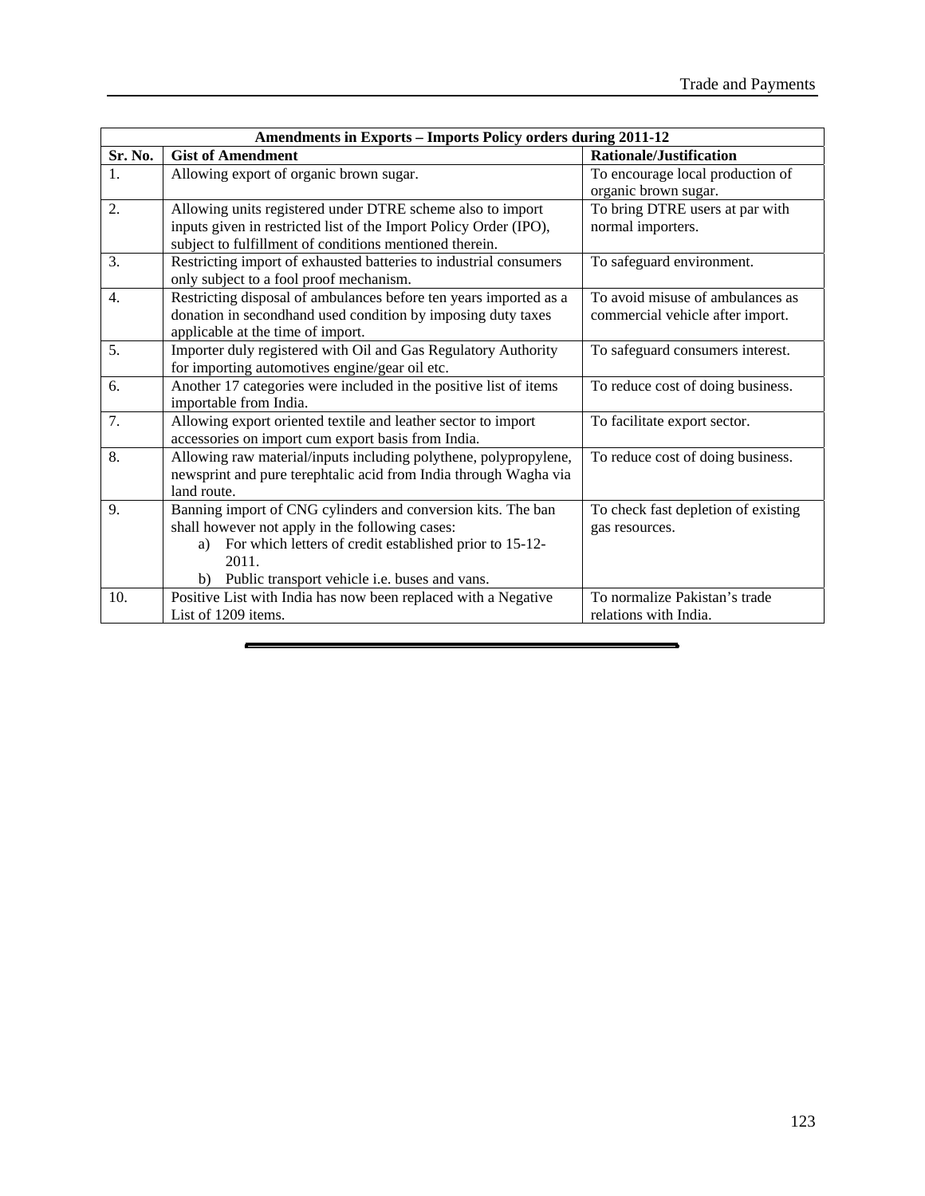| Amendments in Exports – Imports Policy orders during 2011-12 | | |
|---|---|---|
| **Sr. No.** | **Gist of Amendment** | **Rationale/Justification** |
| 1. | Allowing export of organic brown sugar. | To encourage local production of organic brown sugar. |
| 2. | Allowing units registered under DTRE scheme also to import inputs given in restricted list of the Import Policy Order (IPO), subject to fulfillment of conditions mentioned therein. | To bring DTRE users at par with normal importers. |
| 3. | Restricting import of exhausted batteries to industrial consumers only subject to a fool proof mechanism. | To safeguard environment. |
| 4. | Restricting disposal of ambulances before ten years imported as a donation in secondhand used condition by imposing duty taxes applicable at the time of import. | To avoid misuse of ambulances as commercial vehicle after import. |
| 5. | Importer duly registered with Oil and Gas Regulatory Authority for importing automotives engine/gear oil etc. | To safeguard consumers interest. |
| 6. | Another 17 categories were included in the positive list of items importable from India. | To reduce cost of doing business. |
| 7. | Allowing export oriented textile and leather sector to import accessories on import cum export basis from India. | To facilitate export sector. |
| 8. | Allowing raw material/inputs including polythene, polypropylene, newsprint and pure terephtalic acid from India through Wagha via land route. | To reduce cost of doing business. |
| 9. | Banning import of CNG cylinders and conversion kits. The ban shall however not apply in the following cases: a) For which letters of credit established prior to 15-12-2011. b) Public transport vehicle i.e. buses and vans. | To check fast depletion of existing gas resources. |
| 10. | Positive List with India has now been replaced with a Negative List of 1209 items. | To normalize Pakistan's trade relations with India. |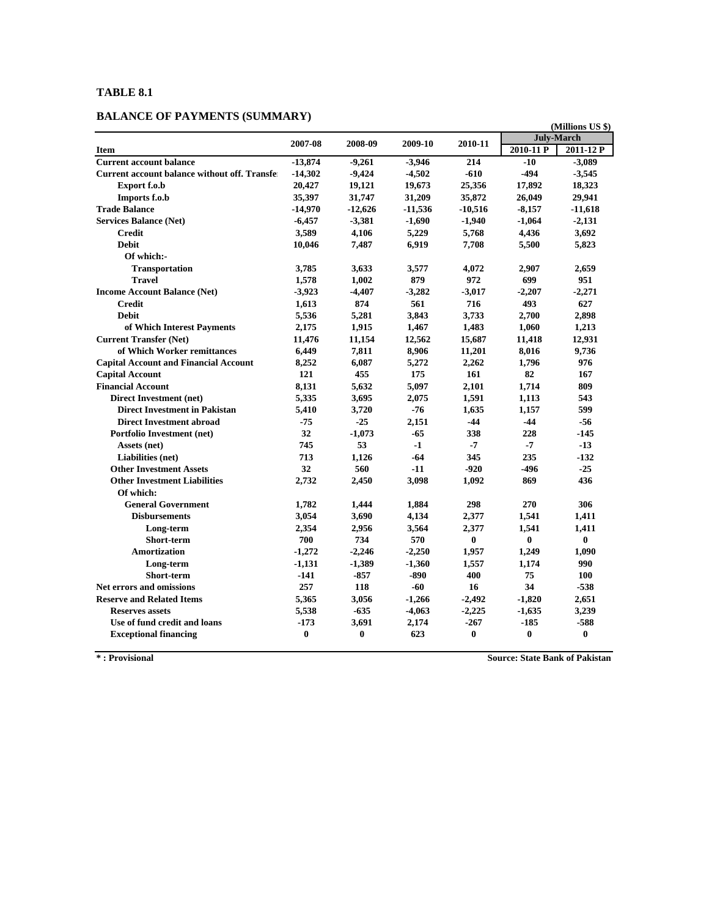**TABLE 8.1**

**BALANCE OF PAYMENTS (SUMMARY)**

(Millions US $)

| Item | 2007-08 | 2008-09 | 2009-10 | 2010-11 | July-March | |
|---|---|---|---|---|---|---|
| | | | | | 2010-11 P | 2011-12 P |
| **Current account balance** | -13,874 | -9,261 | -3,946 | 214 | -10 | -3,089 |
| **Current account balance without off. Transfe** | -14,302 | -9,424 | -4,502 | -610 | -494 | -3,545 |
| Export f.o.b | 20,427 | 19,121 | 19,673 | 25,356 | 17,892 | 18,323 |
| Imports f.o.b | 35,397 | 31,747 | 31,209 | 35,872 | 26,049 | 29,941 |
| **Trade Balance** | -14,970 | -12,626 | -11,536 | -10,516 | -8,157 | -11,618 |
| **Services Balance (Net)** | -6,457 | -3,381 | -1,690 | -1,940 | -1,064 | -2,131 |
| Credit | 3,589 | 4,106 | 5,229 | 5,768 | 4,436 | 3,692 |
| Debit | 10,046 | 7,487 | 6,919 | 7,708 | 5,500 | 5,823 |
| Of which:- | | | | | | |
| Transportation | 3,785 | 3,633 | 3,577 | 4,072 | 2,907 | 2,659 |
| Travel | 1,578 | 1,002 | 879 | 972 | 699 | 951 |
| **Income Account Balance (Net)** | -3,923 | -4,407 | -3,282 | -3,017 | -2,207 | -2,271 |
| Credit | 1,613 | 874 | 561 | 716 | 493 | 627 |
| Debit | 5,536 | 5,281 | 3,843 | 3,733 | 2,700 | 2,898 |
| of Which Interest Payments | 2,175 | 1,915 | 1,467 | 1,483 | 1,060 | 1,213 |
| **Current Transfer (Net)** | 11,476 | 11,154 | 12,562 | 15,687 | 11,418 | 12,931 |
| of Which Worker remittances | 6,449 | 7,811 | 8,906 | 11,201 | 8,016 | 9,736 |
| **Capital Account and Financial Account** | 8,252 | 6,087 | 5,272 | 2,262 | 1,796 | 976 |
| **Capital Account** | 121 | 455 | 175 | 161 | 82 | 167 |
| **Financial Account** | 8,131 | 5,632 | 5,097 | 2,101 | 1,714 | 809 |
| Direct Investment (net) | 5,335 | 3,695 | 2,075 | 1,591 | 1,113 | 543 |
| Direct Investment in Pakistan | 5,410 | 3,720 | -76 | 1,635 | 1,157 | 599 |
| Direct Investment abroad | -75 | -25 | 2,151 | -44 | -44 | -56 |
| Portfolio Investment (net) | 32 | -1,073 | -65 | 338 | 228 | -145 |
| Assets (net) | 745 | 53 | -1 | -7 | -7 | -13 |
| Liabilities (net) | 713 | 1,126 | -64 | 345 | 235 | -132 |
| Other Investment Assets | 32 | 560 | -11 | -920 | -496 | -25 |
| Other Investment Liabilities | 2,732 | 2,450 | 3,098 | 1,092 | 869 | 436 |
| Of which: | | | | | | |
| General Government | 1,782 | 1,444 | 1,884 | 298 | 270 | 306 |
| Disbursements | 3,054 | 3,690 | 4,134 | 2,377 | 1,541 | 1,411 |
| Long-term | 2,354 | 2,956 | 3,564 | 2,377 | 1,541 | 1,411 |
| Short-term | 700 | 734 | 570 | 0 | 0 | 0 |
| Amortization | -1,272 | -2,246 | -2,250 | 1,957 | 1,249 | 1,090 |
| Long-term | -1,131 | -1,389 | -1,360 | 1,557 | 1,174 | 990 |
| Short-term | -141 | -857 | -890 | 400 | 75 | 100 |
| **Net errors and omissions** | 257 | 118 | -60 | 16 | 34 | -538 |
| **Reserve and Related Items** | 5,365 | 3,056 | -1,266 | -2,492 | -1,820 | 2,651 |
| Reserves assets | 5,538 | -635 | -4,063 | -2,225 | -1,635 | 3,239 |
| Use of fund credit and loans | -173 | 3,691 | 2,174 | -267 | -185 | -588 |
| Exceptional financing | 0 | 0 | 623 | 0 | 0 | 0 |

* : Provisional

Source: State Bank of Pakistan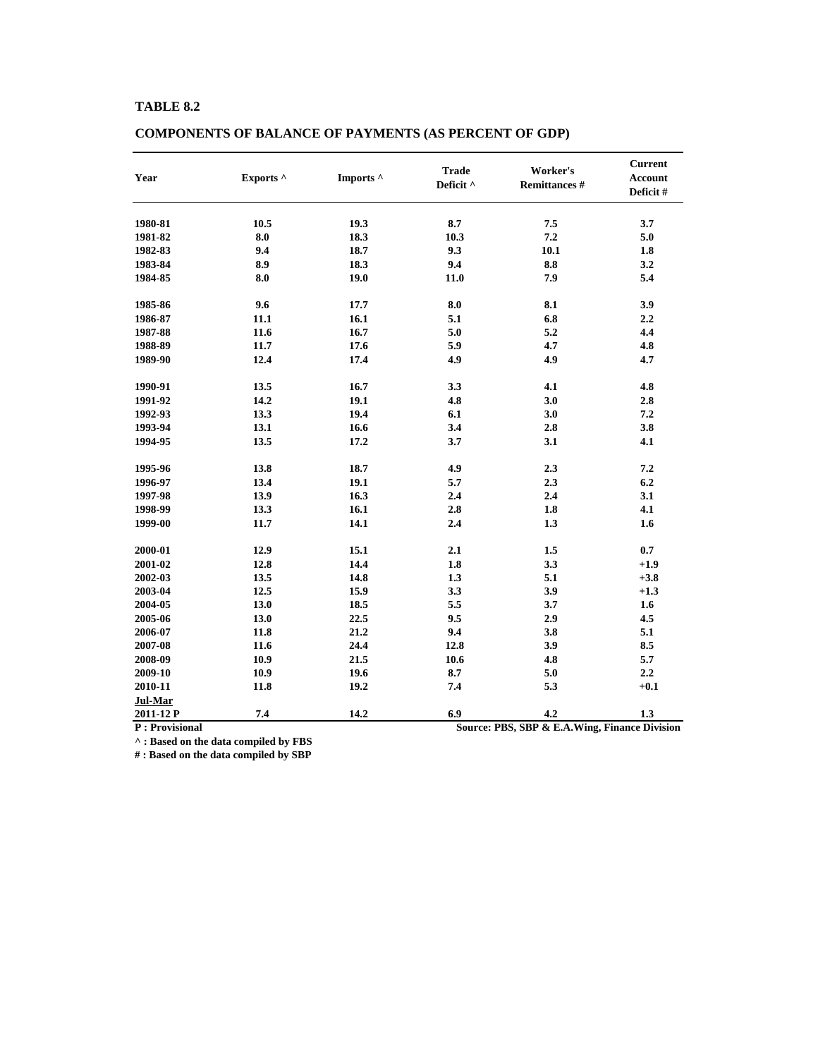**TABLE 8.2**

**COMPONENTS OF BALANCE OF PAYMENTS (AS PERCENT OF GDP)**

| Year | Exports ^ | Imports ^ | Trade Deficit ^ | Worker's Remittances # | Current Account Deficit # |
|---|---|---|---|---|---|
| 1980-81 | 10.5 | 19.3 | 8.7 | 7.5 | 3.7 |
| 1981-82 | 8.0 | 18.3 | 10.3 | 7.2 | 5.0 |
| 1982-83 | 9.4 | 18.7 | 9.3 | 10.1 | 1.8 |
| 1983-84 | 8.9 | 18.3 | 9.4 | 8.8 | 3.2 |
| 1984-85 | 8.0 | 19.0 | 11.0 | 7.9 | 5.4 |
| 1985-86 | 9.6 | 17.7 | 8.0 | 8.1 | 3.9 |
| 1986-87 | 11.1 | 16.1 | 5.1 | 6.8 | 2.2 |
| 1987-88 | 11.6 | 16.7 | 5.0 | 5.2 | 4.4 |
| 1988-89 | 11.7 | 17.6 | 5.9 | 4.7 | 4.8 |
| 1989-90 | 12.4 | 17.4 | 4.9 | 4.9 | 4.7 |
| 1990-91 | 13.5 | 16.7 | 3.3 | 4.1 | 4.8 |
| 1991-92 | 14.2 | 19.1 | 4.8 | 3.0 | 2.8 |
| 1992-93 | 13.3 | 19.4 | 6.1 | 3.0 | 7.2 |
| 1993-94 | 13.1 | 16.6 | 3.4 | 2.8 | 3.8 |
| 1994-95 | 13.5 | 17.2 | 3.7 | 3.1 | 4.1 |
| 1995-96 | 13.8 | 18.7 | 4.9 | 2.3 | 7.2 |
| 1996-97 | 13.4 | 19.1 | 5.7 | 2.3 | 6.2 |
| 1997-98 | 13.9 | 16.3 | 2.4 | 2.4 | 3.1 |
| 1998-99 | 13.3 | 16.1 | 2.8 | 1.8 | 4.1 |
| 1999-00 | 11.7 | 14.1 | 2.4 | 1.3 | 1.6 |
| 2000-01 | 12.9 | 15.1 | 2.1 | 1.5 | 0.7 |
| 2001-02 | 12.8 | 14.4 | 1.8 | 3.3 | +1.9 |
| 2002-03 | 13.5 | 14.8 | 1.3 | 5.1 | +3.8 |
| 2003-04 | 12.5 | 15.9 | 3.3 | 3.9 | +1.3 |
| 2004-05 | 13.0 | 18.5 | 5.5 | 3.7 | 1.6 |
| 2005-06 | 13.0 | 22.5 | 9.5 | 2.9 | 4.5 |
| 2006-07 | 11.8 | 21.2 | 9.4 | 3.8 | 5.1 |
| 2007-08 | 11.6 | 24.4 | 12.8 | 3.9 | 8.5 |
| 2008-09 | 10.9 | 21.5 | 10.6 | 4.8 | 5.7 |
| 2009-10 | 10.9 | 19.6 | 8.7 | 5.0 | 2.2 |
| 2010-11 | 11.8 | 19.2 | 7.4 | 5.3 | +0.1 |
| Jul-Mar 2011-12 P | 7.4 | 14.2 | 6.9 | 4.2 | 1.3 |

P : Provisional

^ : Based on the data compiled by FBS

# : Based on the data compiled by SBP

Source: PBS, SBP & E.A.Wing, Finance Division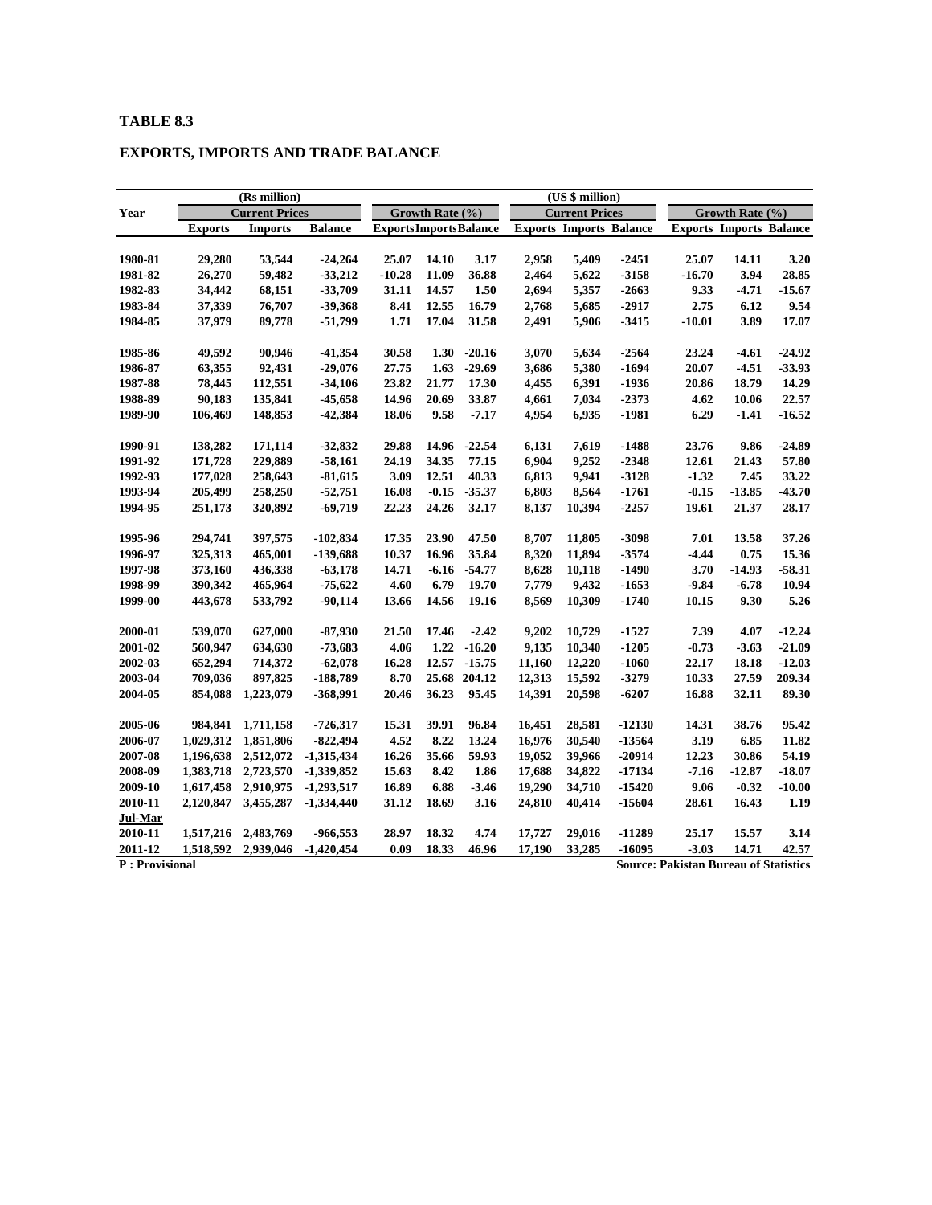**TABLE 8.3**

**EXPORTS, IMPORTS AND TRADE BALANCE**

| Year | (Rs million) | | | | | | (US $ million) | | | | | |
|---|---|---|---|---|---|---|---|---|---|---|---|---|
| | Current Prices | | | Growth Rate (%) | | | Current Prices | | | Growth Rate (%) | | |
| | Exports | Imports | Balance | Exports | Imports | Balance | Exports | Imports | Balance | Exports | Imports | Balance |
| 1980-81 | 29,280 | 53,544 | -24,264 | 25.07 | 14.10 | 3.17 | 2,958 | 5,409 | -2451 | 25.07 | 14.11 | 3.20 |
| 1981-82 | 26,270 | 59,482 | -33,212 | -10.28 | 11.09 | 36.88 | 2,464 | 5,622 | -3158 | -16.70 | 3.94 | 28.85 |
| 1982-83 | 34,442 | 68,151 | -33,709 | 31.11 | 14.57 | 1.50 | 2,694 | 5,357 | -2663 | 9.33 | -4.71 | -15.67 |
| 1983-84 | 37,339 | 76,707 | -39,368 | 8.41 | 12.55 | 16.79 | 2,768 | 5,685 | -2917 | 2.75 | 6.12 | 9.54 |
| 1984-85 | 37,979 | 89,778 | -51,799 | 1.71 | 17.04 | 31.58 | 2,491 | 5,906 | -3415 | -10.01 | 3.89 | 17.07 |
| 1985-86 | 49,592 | 90,946 | -41,354 | 30.58 | 1.30 | -20.16 | 3,070 | 5,634 | -2564 | 23.24 | -4.61 | -24.92 |
| 1986-87 | 63,355 | 92,431 | -29,076 | 27.75 | 1.63 | -29.69 | 3,686 | 5,380 | -1694 | 20.07 | -4.51 | -33.93 |
| 1987-88 | 78,445 | 112,551 | -34,106 | 23.82 | 21.77 | 17.30 | 4,455 | 6,391 | -1936 | 20.86 | 18.79 | 14.29 |
| 1988-89 | 90,183 | 135,841 | -45,658 | 14.96 | 20.69 | 33.87 | 4,661 | 7,034 | -2373 | 4.62 | 10.06 | 22.57 |
| 1989-90 | 106,469 | 148,853 | -42,384 | 18.06 | 9.58 | -7.17 | 4,954 | 6,935 | -1981 | 6.29 | -1.41 | -16.52 |
| 1990-91 | 138,282 | 171,114 | -32,832 | 29.88 | 14.96 | -22.54 | 6,131 | 7,619 | -1488 | 23.76 | 9.86 | -24.89 |
| 1991-92 | 171,728 | 229,889 | -58,161 | 24.19 | 34.35 | 77.15 | 6,904 | 9,252 | -2348 | 12.61 | 21.43 | 57.80 |
| 1992-93 | 177,028 | 258,643 | -81,615 | 3.09 | 12.51 | 40.33 | 6,813 | 9,941 | -3128 | -1.32 | 7.45 | 33.22 |
| 1993-94 | 205,499 | 258,250 | -52,751 | 16.08 | -0.15 | -35.37 | 6,803 | 8,564 | -1761 | -0.15 | -13.85 | -43.70 |
| 1994-95 | 251,173 | 320,892 | -69,719 | 22.23 | 24.26 | 32.17 | 8,137 | 10,394 | -2257 | 19.61 | 21.37 | 28.17 |
| 1995-96 | 294,741 | 397,575 | -102,834 | 17.35 | 23.90 | 47.50 | 8,707 | 11,805 | -3098 | 7.01 | 13.58 | 37.26 |
| 1996-97 | 325,313 | 465,001 | -139,688 | 10.37 | 16.96 | 35.84 | 8,320 | 11,894 | -3574 | -4.44 | 0.75 | 15.36 |
| 1997-98 | 373,160 | 436,338 | -63,178 | 14.71 | -6.16 | -54.77 | 8,628 | 10,118 | -1490 | 3.70 | -14.93 | -58.31 |
| 1998-99 | 390,342 | 465,964 | -75,622 | 4.60 | 6.79 | 19.70 | 7,779 | 9,432 | -1653 | -9.84 | -6.78 | 10.94 |
| 1999-00 | 443,678 | 533,792 | -90,114 | 13.66 | 14.56 | 19.16 | 8,569 | 10,309 | -1740 | 10.15 | 9.30 | 5.26 |
| 2000-01 | 539,070 | 627,000 | -87,930 | 21.50 | 17.46 | -2.42 | 9,202 | 10,729 | -1527 | 7.39 | 4.07 | -12.24 |
| 2001-02 | 560,947 | 634,630 | -73,683 | 4.06 | 1.22 | -16.20 | 9,135 | 10,340 | -1205 | -0.73 | -3.63 | -21.09 |
| 2002-03 | 652,294 | 714,372 | -62,078 | 16.28 | 12.57 | -15.75 | 11,160 | 12,220 | -1060 | 22.17 | 18.18 | -12.03 |
| 2003-04 | 709,036 | 897,825 | -188,789 | 8.70 | 25.68 | 204.12 | 12,313 | 15,592 | -3279 | 10.33 | 27.59 | 209.34 |
| 2004-05 | 854,088 | 1,223,079 | -368,991 | 20.46 | 36.23 | 95.45 | 14,391 | 20,598 | -6207 | 16.88 | 32.11 | 89.30 |
| 2005-06 | 984,841 | 1,711,158 | -726,317 | 15.31 | 39.91 | 96.84 | 16,451 | 28,581 | -12130 | 14.31 | 38.76 | 95.42 |
| 2006-07 | 1,029,312 | 1,851,806 | -822,494 | 4.52 | 8.22 | 13.24 | 16,976 | 30,540 | -13564 | 3.19 | 6.85 | 11.82 |
| 2007-08 | 1,196,638 | 2,512,072 | -1,315,434 | 16.26 | 35.66 | 59.93 | 19,052 | 39,966 | -20914 | 12.23 | 30.86 | 54.19 |
| 2008-09 | 1,383,718 | 2,723,570 | -1,339,852 | 15.63 | 8.42 | 1.86 | 17,688 | 34,822 | -17134 | -7.16 | -12.87 | -18.07 |
| 2009-10 | 1,617,458 | 2,910,975 | -1,293,517 | 16.89 | 6.88 | -3.46 | 19,290 | 34,710 | -15420 | 9.06 | -0.32 | -10.00 |
| 2010-11 | 2,120,847 | 3,455,287 | -1,334,440 | 31.12 | 18.69 | 3.16 | 24,810 | 40,414 | -15604 | 28.61 | 16.43 | 1.19 |
| Jul-Mar | | | | | | | | | | | | |
| 2010-11 | 1,517,216 | 2,483,769 | -966,553 | 28.97 | 18.32 | 4.74 | 17,727 | 29,016 | -11289 | 25.17 | 15.57 | 3.14 |
| 2011-12 | 1,518,592 | 2,939,046 | -1,420,454 | 0.09 | 18.33 | 46.96 | 17,190 | 33,285 | -16095 | -3.03 | 14.71 | 42.57 |

**P : Provisional**

**Source: Pakistan Bureau of Statistics**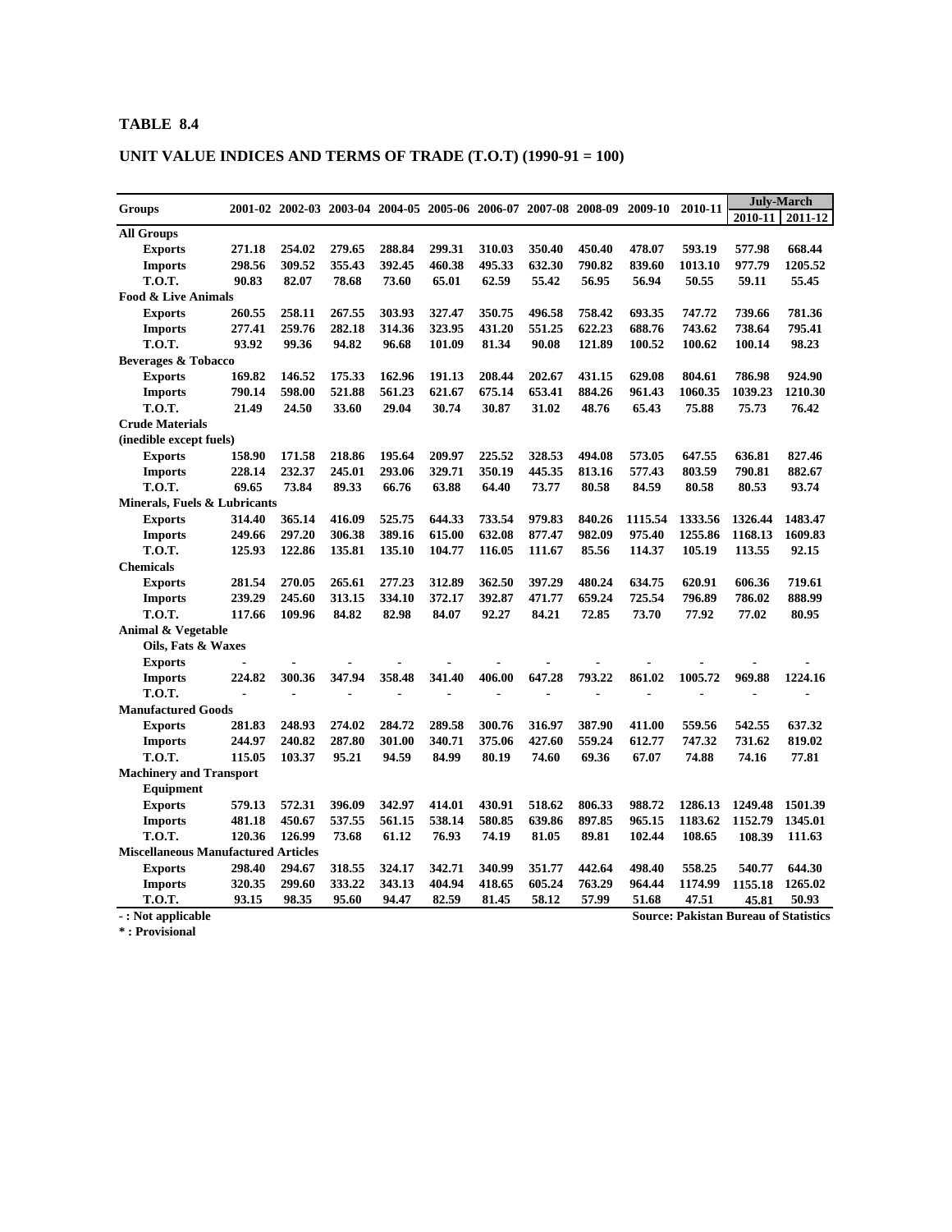**TABLE 8.4**

**UNIT VALUE INDICES AND TERMS OF TRADE (T.O.T) (1990-91 = 100)**

| Groups | 2001-02 | 2002-03 | 2003-04 | 2004-05 | 2005-06 | 2006-07 | 2007-08 | 2008-09 | 2009-10 | 2010-11 | July-March | |
|---|---|---|---|---|---|---|---|---|---|---|---|---|
| | | | | | | | | | | | 2010-11 | 2011-12 |
| **All Groups** | | | | | | | | | | | | |
| Exports | 271.18 | 254.02 | 279.65 | 288.84 | 299.31 | 310.03 | 350.40 | 450.40 | 478.07 | 593.19 | 577.98 | 668.44 |
| Imports | 298.56 | 309.52 | 355.43 | 392.45 | 460.38 | 495.33 | 632.30 | 790.82 | 839.60 | 1013.10 | 977.79 | 1205.52 |
| T.O.T. | 90.83 | 82.07 | 78.68 | 73.60 | 65.01 | 62.59 | 55.42 | 56.95 | 56.94 | 50.55 | 59.11 | 55.45 |
| **Food & Live Animals** | | | | | | | | | | | | |
| Exports | 260.55 | 258.11 | 267.55 | 303.93 | 327.47 | 350.75 | 496.58 | 758.42 | 693.35 | 747.72 | 739.66 | 781.36 |
| Imports | 277.41 | 259.76 | 282.18 | 314.36 | 323.95 | 431.20 | 551.25 | 622.23 | 688.76 | 743.62 | 738.64 | 795.41 |
| T.O.T. | 93.92 | 99.36 | 94.82 | 96.68 | 101.09 | 81.34 | 90.08 | 121.89 | 100.52 | 100.62 | 100.14 | 98.23 |
| **Beverages & Tobacco** | | | | | | | | | | | | |
| Exports | 169.82 | 146.52 | 175.33 | 162.96 | 191.13 | 208.44 | 202.67 | 431.15 | 629.08 | 804.61 | 786.98 | 924.90 |
| Imports | 790.14 | 598.00 | 521.88 | 561.23 | 621.67 | 675.14 | 653.41 | 884.26 | 961.43 | 1060.35 | 1039.23 | 1210.30 |
| T.O.T. | 21.49 | 24.50 | 33.60 | 29.04 | 30.74 | 30.87 | 31.02 | 48.76 | 65.43 | 75.88 | 75.73 | 76.42 |
| **Crude Materials (inedible except fuels)** | | | | | | | | | | | | |
| Exports | 158.90 | 171.58 | 218.86 | 195.64 | 209.97 | 225.52 | 328.53 | 494.08 | 573.05 | 647.55 | 636.81 | 827.46 |
| Imports | 228.14 | 232.37 | 245.01 | 293.06 | 329.71 | 350.19 | 445.35 | 813.16 | 577.43 | 803.59 | 790.81 | 882.67 |
| T.O.T. | 69.65 | 73.84 | 89.33 | 66.76 | 63.88 | 64.40 | 73.77 | 80.58 | 84.59 | 80.58 | 80.53 | 93.74 |
| **Minerals, Fuels & Lubricants** | | | | | | | | | | | | |
| Exports | 314.40 | 365.14 | 416.09 | 525.75 | 644.33 | 733.54 | 979.83 | 840.26 | 1115.54 | 1333.56 | 1326.44 | 1483.47 |
| Imports | 249.66 | 297.20 | 306.38 | 389.16 | 615.00 | 632.08 | 877.47 | 982.09 | 975.40 | 1255.86 | 1168.13 | 1609.83 |
| T.O.T. | 125.93 | 122.86 | 135.81 | 135.10 | 104.77 | 116.05 | 111.67 | 85.56 | 114.37 | 105.19 | 113.55 | 92.15 |
| **Chemicals** | | | | | | | | | | | | |
| Exports | 281.54 | 270.05 | 265.61 | 277.23 | 312.89 | 362.50 | 397.29 | 480.24 | 634.75 | 620.91 | 606.36 | 719.61 |
| Imports | 239.29 | 245.60 | 313.15 | 334.10 | 372.17 | 392.87 | 471.77 | 659.24 | 725.54 | 796.89 | 786.02 | 888.99 |
| T.O.T. | 117.66 | 109.96 | 84.82 | 82.98 | 84.07 | 92.27 | 84.21 | 72.85 | 73.70 | 77.92 | 77.02 | 80.95 |
| **Animal & Vegetable Oils, Fats & Waxes** | | | | | | | | | | | | |
| Exports | - | - | - | - | - | - | - | - | - | - | - | - |
| Imports | 224.82 | 300.36 | 347.94 | 358.48 | 341.40 | 406.00 | 647.28 | 793.22 | 861.02 | 1005.72 | 969.88 | 1224.16 |
| T.O.T. | - | - | - | - | - | - | - | - | - | - | - | - |
| **Manufactured Goods** | | | | | | | | | | | | |
| Exports | 281.83 | 248.93 | 274.02 | 284.72 | 289.58 | 300.76 | 316.97 | 387.90 | 411.00 | 559.56 | 542.55 | 637.32 |
| Imports | 244.97 | 240.82 | 287.80 | 301.00 | 340.71 | 375.06 | 427.60 | 559.24 | 612.77 | 747.32 | 731.62 | 819.02 |
| T.O.T. | 115.05 | 103.37 | 95.21 | 94.59 | 84.99 | 80.19 | 74.60 | 69.36 | 67.07 | 74.88 | 74.16 | 77.81 |
| **Machinery and Transport Equipment** | | | | | | | | | | | | |
| Exports | 579.13 | 572.31 | 396.09 | 342.97 | 414.01 | 430.91 | 518.62 | 806.33 | 988.72 | 1286.13 | 1249.48 | 1501.39 |
| Imports | 481.18 | 450.67 | 537.55 | 561.15 | 538.14 | 580.85 | 639.86 | 897.85 | 965.15 | 1183.62 | 1152.79 | 1345.01 |
| T.O.T. | 120.36 | 126.99 | 73.68 | 61.12 | 76.93 | 74.19 | 81.05 | 89.81 | 102.44 | 108.65 | 108.39 | 111.63 |
| **Miscellaneous Manufactured Articles** | | | | | | | | | | | | |
| Exports | 298.40 | 294.67 | 318.55 | 324.17 | 342.71 | 340.99 | 351.77 | 442.64 | 498.40 | 558.25 | 540.77 | 644.30 |
| Imports | 320.35 | 299.60 | 333.22 | 343.13 | 404.94 | 418.65 | 605.24 | 763.29 | 964.44 | 1174.99 | 1155.18 | 1265.02 |
| T.O.T. | 93.15 | 98.35 | 95.60 | 94.47 | 82.59 | 81.45 | 58.12 | 57.99 | 51.68 | 47.51 | 45.81 | 50.93 |

- : Not applicable

* : Provisional

Source: Pakistan Bureau of Statistics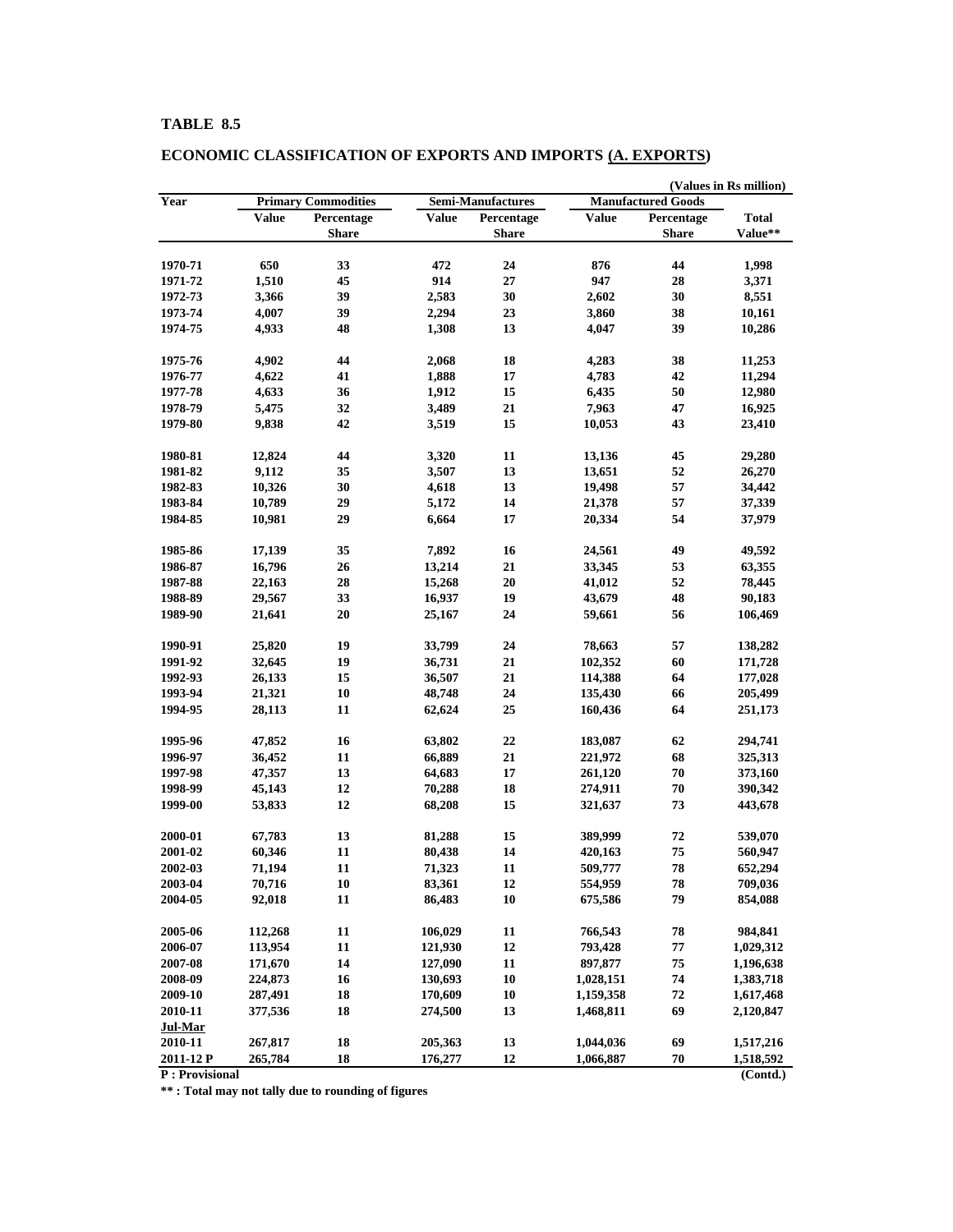**TABLE 8.5**

**ECONOMIC CLASSIFICATION OF EXPORTS AND IMPORTS (A. EXPORTS)**

(Values in Rs million)

| Year | Primary Commodities | | Semi-Manufactures | | Manufactured Goods | | |
|---|---|---|---|---|---|---|---|
| | Value | Percentage Share | Value | Percentage Share | Value | Percentage Share | Total Value** |
| 1970-71 | 650 | 33 | 472 | 24 | 876 | 44 | 1,998 |
| 1971-72 | 1,510 | 45 | 914 | 27 | 947 | 28 | 3,371 |
| 1972-73 | 3,366 | 39 | 2,583 | 30 | 2,602 | 30 | 8,551 |
| 1973-74 | 4,007 | 39 | 2,294 | 23 | 3,860 | 38 | 10,161 |
| 1974-75 | 4,933 | 48 | 1,308 | 13 | 4,047 | 39 | 10,286 |
| 1975-76 | 4,902 | 44 | 2,068 | 18 | 4,283 | 38 | 11,253 |
| 1976-77 | 4,622 | 41 | 1,888 | 17 | 4,783 | 42 | 11,294 |
| 1977-78 | 4,633 | 36 | 1,912 | 15 | 6,435 | 50 | 12,980 |
| 1978-79 | 5,475 | 32 | 3,489 | 21 | 7,963 | 47 | 16,925 |
| 1979-80 | 9,838 | 42 | 3,519 | 15 | 10,053 | 43 | 23,410 |
| 1980-81 | 12,824 | 44 | 3,320 | 11 | 13,136 | 45 | 29,280 |
| 1981-82 | 9,112 | 35 | 3,507 | 13 | 13,651 | 52 | 26,270 |
| 1982-83 | 10,326 | 30 | 4,618 | 13 | 19,498 | 57 | 34,442 |
| 1983-84 | 10,789 | 29 | 5,172 | 14 | 21,378 | 57 | 37,339 |
| 1984-85 | 10,981 | 29 | 6,664 | 17 | 20,334 | 54 | 37,979 |
| 1985-86 | 17,139 | 35 | 7,892 | 16 | 24,561 | 49 | 49,592 |
| 1986-87 | 16,796 | 26 | 13,214 | 21 | 33,345 | 53 | 63,355 |
| 1987-88 | 22,163 | 28 | 15,268 | 20 | 41,012 | 52 | 78,445 |
| 1988-89 | 29,567 | 33 | 16,937 | 19 | 43,679 | 48 | 90,183 |
| 1989-90 | 21,641 | 20 | 25,167 | 24 | 59,661 | 56 | 106,469 |
| 1990-91 | 25,820 | 19 | 33,799 | 24 | 78,663 | 57 | 138,282 |
| 1991-92 | 32,645 | 19 | 36,731 | 21 | 102,352 | 60 | 171,728 |
| 1992-93 | 26,133 | 15 | 36,507 | 21 | 114,388 | 64 | 177,028 |
| 1993-94 | 21,321 | 10 | 48,748 | 24 | 135,430 | 66 | 205,499 |
| 1994-95 | 28,113 | 11 | 62,624 | 25 | 160,436 | 64 | 251,173 |
| 1995-96 | 47,852 | 16 | 63,802 | 22 | 183,087 | 62 | 294,741 |
| 1996-97 | 36,452 | 11 | 66,889 | 21 | 221,972 | 68 | 325,313 |
| 1997-98 | 47,357 | 13 | 64,683 | 17 | 261,120 | 70 | 373,160 |
| 1998-99 | 45,143 | 12 | 70,288 | 18 | 274,911 | 70 | 390,342 |
| 1999-00 | 53,833 | 12 | 68,208 | 15 | 321,637 | 73 | 443,678 |
| 2000-01 | 67,783 | 13 | 81,288 | 15 | 389,999 | 72 | 539,070 |
| 2001-02 | 60,346 | 11 | 80,438 | 14 | 420,163 | 75 | 560,947 |
| 2002-03 | 71,194 | 11 | 71,323 | 11 | 509,777 | 78 | 652,294 |
| 2003-04 | 70,716 | 10 | 83,361 | 12 | 554,959 | 78 | 709,036 |
| 2004-05 | 92,018 | 11 | 86,483 | 10 | 675,586 | 79 | 854,088 |
| 2005-06 | 112,268 | 11 | 106,029 | 11 | 766,543 | 78 | 984,841 |
| 2006-07 | 113,954 | 11 | 121,930 | 12 | 793,428 | 77 | 1,029,312 |
| 2007-08 | 171,670 | 14 | 127,090 | 11 | 897,877 | 75 | 1,196,638 |
| 2008-09 | 224,873 | 16 | 130,693 | 10 | 1,028,151 | 74 | 1,383,718 |
| 2009-10 | 287,491 | 18 | 170,609 | 10 | 1,159,358 | 72 | 1,617,468 |
| 2010-11 | 377,536 | 18 | 274,500 | 13 | 1,468,811 | 69 | 2,120,847 |
| Jul-Mar | | | | | | | |
| 2010-11 | 267,817 | 18 | 205,363 | 13 | 1,044,036 | 69 | 1,517,216 |
| 2011-12 P | 265,784 | 18 | 176,277 | 12 | 1,066,887 | 70 | 1,518,592 |

P : Provisional (Contd.)

** : Total may not tally due to rounding of figures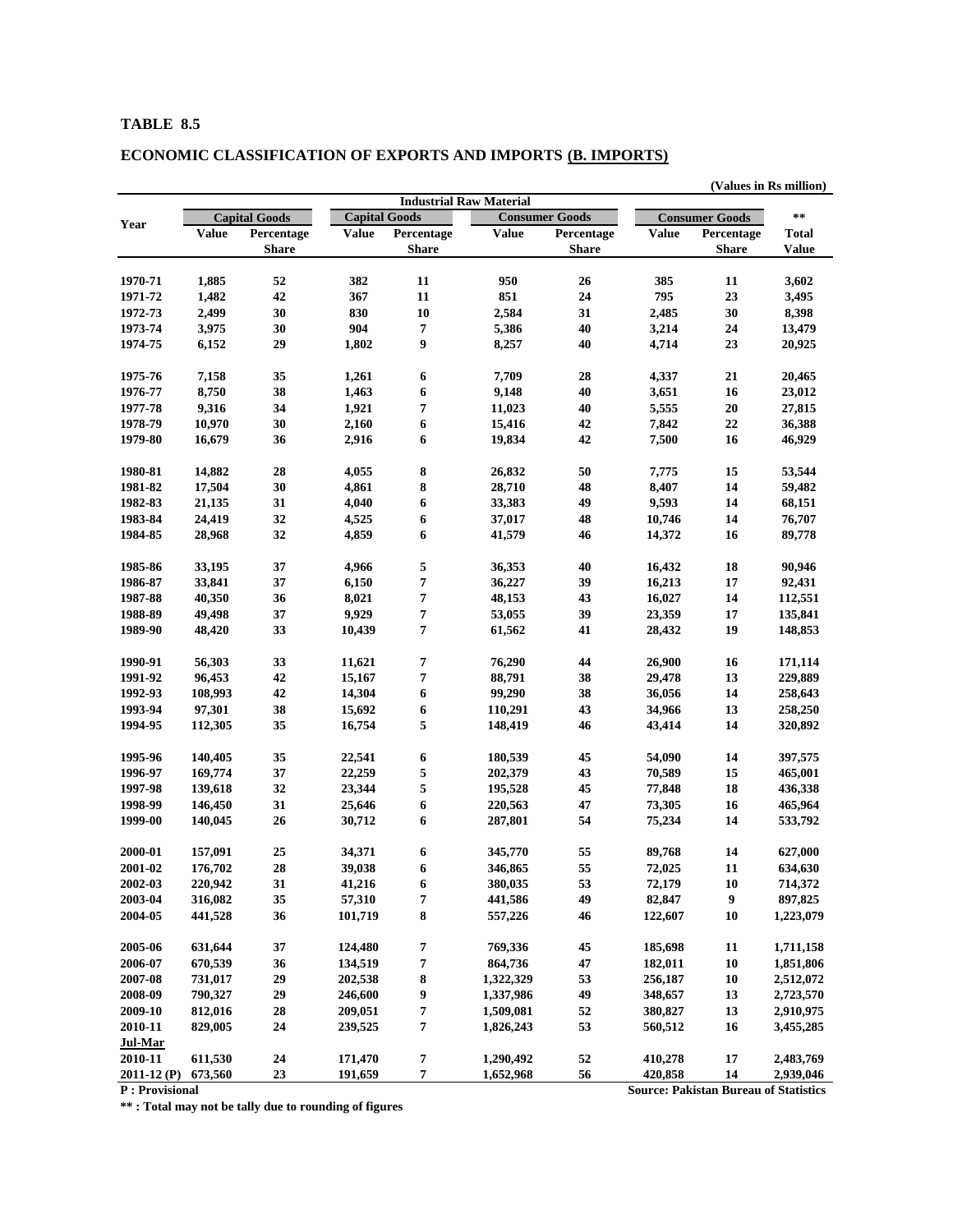**TABLE 8.5**

**ECONOMIC CLASSIFICATION OF EXPORTS AND IMPORTS (B. IMPORTS)**

(Values in Rs million)

| Year | Capital Goods | | Industrial Raw Material | | | | Consumer Goods | | ** |
|---|---|---|---|---|---|---|---|---|---|
| | | | Capital Goods | | Consumer Goods | | | | |
| | Value | Percentage Share | Value | Percentage Share | Value | Percentage Share | Value | Percentage Share | Total Value |
| 1970-71 | 1,885 | 52 | 382 | 11 | 950 | 26 | 385 | 11 | 3,602 |
| 1971-72 | 1,482 | 42 | 367 | 11 | 851 | 24 | 795 | 23 | 3,495 |
| 1972-73 | 2,499 | 30 | 830 | 10 | 2,584 | 31 | 2,485 | 30 | 8,398 |
| 1973-74 | 3,975 | 30 | 904 | 7 | 5,386 | 40 | 3,214 | 24 | 13,479 |
| 1974-75 | 6,152 | 29 | 1,802 | 9 | 8,257 | 40 | 4,714 | 23 | 20,925 |
| 1975-76 | 7,158 | 35 | 1,261 | 6 | 7,709 | 28 | 4,337 | 21 | 20,465 |
| 1976-77 | 8,750 | 38 | 1,463 | 6 | 9,148 | 40 | 3,651 | 16 | 23,012 |
| 1977-78 | 9,316 | 34 | 1,921 | 7 | 11,023 | 40 | 5,555 | 20 | 27,815 |
| 1978-79 | 10,970 | 30 | 2,160 | 6 | 15,416 | 42 | 7,842 | 22 | 36,388 |
| 1979-80 | 16,679 | 36 | 2,916 | 6 | 19,834 | 42 | 7,500 | 16 | 46,929 |
| 1980-81 | 14,882 | 28 | 4,055 | 8 | 26,832 | 50 | 7,775 | 15 | 53,544 |
| 1981-82 | 17,504 | 30 | 4,861 | 8 | 28,710 | 48 | 8,407 | 14 | 59,482 |
| 1982-83 | 21,135 | 31 | 4,040 | 6 | 33,383 | 49 | 9,593 | 14 | 68,151 |
| 1983-84 | 24,419 | 32 | 4,525 | 6 | 37,017 | 48 | 10,746 | 14 | 76,707 |
| 1984-85 | 28,968 | 32 | 4,859 | 6 | 41,579 | 46 | 14,372 | 16 | 89,778 |
| 1985-86 | 33,195 | 37 | 4,966 | 5 | 36,353 | 40 | 16,432 | 18 | 90,946 |
| 1986-87 | 33,841 | 37 | 6,150 | 7 | 36,227 | 39 | 16,213 | 17 | 92,431 |
| 1987-88 | 40,350 | 36 | 8,021 | 7 | 48,153 | 43 | 16,027 | 14 | 112,551 |
| 1988-89 | 49,498 | 37 | 9,929 | 7 | 53,055 | 39 | 23,359 | 17 | 135,841 |
| 1989-90 | 48,420 | 33 | 10,439 | 7 | 61,562 | 41 | 28,432 | 19 | 148,853 |
| 1990-91 | 56,303 | 33 | 11,621 | 7 | 76,290 | 44 | 26,900 | 16 | 171,114 |
| 1991-92 | 96,453 | 42 | 15,167 | 7 | 88,791 | 38 | 29,478 | 13 | 229,889 |
| 1992-93 | 108,993 | 42 | 14,304 | 6 | 99,290 | 38 | 36,056 | 14 | 258,643 |
| 1993-94 | 97,301 | 38 | 15,692 | 6 | 110,291 | 43 | 34,966 | 13 | 258,250 |
| 1994-95 | 112,305 | 35 | 16,754 | 5 | 148,419 | 46 | 43,414 | 14 | 320,892 |
| 1995-96 | 140,405 | 35 | 22,541 | 6 | 180,539 | 45 | 54,090 | 14 | 397,575 |
| 1996-97 | 169,774 | 37 | 22,259 | 5 | 202,379 | 43 | 70,589 | 15 | 465,001 |
| 1997-98 | 139,618 | 32 | 23,344 | 5 | 195,528 | 45 | 77,848 | 18 | 436,338 |
| 1998-99 | 146,450 | 31 | 25,646 | 6 | 220,563 | 47 | 73,305 | 16 | 465,964 |
| 1999-00 | 140,045 | 26 | 30,712 | 6 | 287,801 | 54 | 75,234 | 14 | 533,792 |
| 2000-01 | 157,091 | 25 | 34,371 | 6 | 345,770 | 55 | 89,768 | 14 | 627,000 |
| 2001-02 | 176,702 | 28 | 39,038 | 6 | 346,865 | 55 | 72,025 | 11 | 634,630 |
| 2002-03 | 220,942 | 31 | 41,216 | 6 | 380,035 | 53 | 72,179 | 10 | 714,372 |
| 2003-04 | 316,082 | 35 | 57,310 | 7 | 441,586 | 49 | 82,847 | 9 | 897,825 |
| 2004-05 | 441,528 | 36 | 101,719 | 8 | 557,226 | 46 | 122,607 | 10 | 1,223,079 |
| 2005-06 | 631,644 | 37 | 124,480 | 7 | 769,336 | 45 | 185,698 | 11 | 1,711,158 |
| 2006-07 | 670,539 | 36 | 134,519 | 7 | 864,736 | 47 | 182,011 | 10 | 1,851,806 |
| 2007-08 | 731,017 | 29 | 202,538 | 8 | 1,322,329 | 53 | 256,187 | 10 | 2,512,072 |
| 2008-09 | 790,327 | 29 | 246,600 | 9 | 1,337,986 | 49 | 348,657 | 13 | 2,723,570 |
| 2009-10 | 812,016 | 28 | 209,051 | 7 | 1,509,081 | 52 | 380,827 | 13 | 2,910,975 |
| 2010-11 | 829,005 | 24 | 239,525 | 7 | 1,826,243 | 53 | 560,512 | 16 | 3,455,285 |
| **Jul-Mar** | | | | | | | | | |
| 2010-11 | 611,530 | 24 | 171,470 | 7 | 1,290,492 | 52 | 410,278 | 17 | 2,483,769 |
| 2011-12 (P) | 673,560 | 23 | 191,659 | 7 | 1,652,968 | 56 | 420,858 | 14 | 2,939,046 |

P : Provisional

Source: Pakistan Bureau of Statistics

** : Total may not be tally due to rounding of figures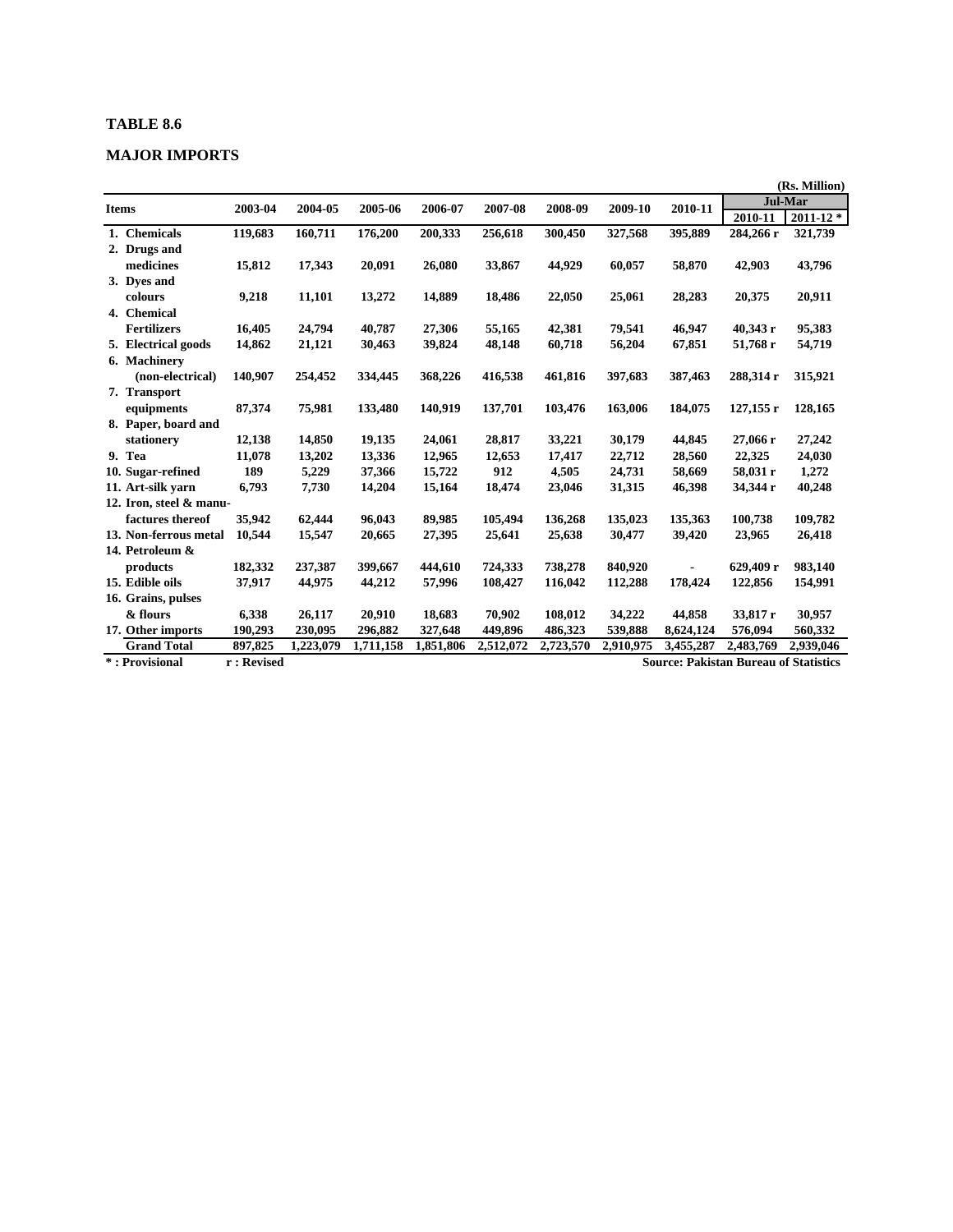**TABLE 8.6**

**MAJOR IMPORTS**

(Rs. Million)

| Items | 2003-04 | 2004-05 | 2005-06 | 2006-07 | 2007-08 | 2008-09 | 2009-10 | 2010-11 | Jul-Mar | |
|---|---|---|---|---|---|---|---|---|---|---|
| | | | | | | | | | 2010-11 | 2011-12 * |
| 1. Chemicals | 119,683 | 160,711 | 176,200 | 200,333 | 256,618 | 300,450 | 327,568 | 395,889 | 284,266 r | 321,739 |
| 2. Drugs and medicines | 15,812 | 17,343 | 20,091 | 26,080 | 33,867 | 44,929 | 60,057 | 58,870 | 42,903 | 43,796 |
| 3. Dyes and colours | 9,218 | 11,101 | 13,272 | 14,889 | 18,486 | 22,050 | 25,061 | 28,283 | 20,375 | 20,911 |
| 4. Chemical Fertilizers | 16,405 | 24,794 | 40,787 | 27,306 | 55,165 | 42,381 | 79,541 | 46,947 | 40,343 r | 95,383 |
| 5. Electrical goods | 14,862 | 21,121 | 30,463 | 39,824 | 48,148 | 60,718 | 56,204 | 67,851 | 51,768 r | 54,719 |
| 6. Machinery (non-electrical) | 140,907 | 254,452 | 334,445 | 368,226 | 416,538 | 461,816 | 397,683 | 387,463 | 288,314 r | 315,921 |
| 7. Transport equipments | 87,374 | 75,981 | 133,480 | 140,919 | 137,701 | 103,476 | 163,006 | 184,075 | 127,155 r | 128,165 |
| 8. Paper, board and stationery | 12,138 | 14,850 | 19,135 | 24,061 | 28,817 | 33,221 | 30,179 | 44,845 | 27,066 r | 27,242 |
| 9. Tea | 11,078 | 13,202 | 13,336 | 12,965 | 12,653 | 17,417 | 22,712 | 28,560 | 22,325 | 24,030 |
| 10. Sugar-refined | 189 | 5,229 | 37,366 | 15,722 | 912 | 4,505 | 24,731 | 58,669 | 58,031 r | 1,272 |
| 11. Art-silk yarn | 6,793 | 7,730 | 14,204 | 15,164 | 18,474 | 23,046 | 31,315 | 46,398 | 34,344 r | 40,248 |
| 12. Iron, steel & manu-factures thereof | 35,942 | 62,444 | 96,043 | 89,985 | 105,494 | 136,268 | 135,023 | 135,363 | 100,738 | 109,782 |
| 13. Non-ferrous metal | 10,544 | 15,547 | 20,665 | 27,395 | 25,641 | 25,638 | 30,477 | 39,420 | 23,965 | 26,418 |
| 14. Petroleum & products | 182,332 | 237,387 | 399,667 | 444,610 | 724,333 | 738,278 | 840,920 | - | 629,409 r | 983,140 |
| 15. Edible oils | 37,917 | 44,975 | 44,212 | 57,996 | 108,427 | 116,042 | 112,288 | 178,424 | 122,856 | 154,991 |
| 16. Grains, pulses & flours | 6,338 | 26,117 | 20,910 | 18,683 | 70,902 | 108,012 | 34,222 | 44,858 | 33,817 r | 30,957 |
| 17. Other imports | 190,293 | 230,095 | 296,882 | 327,648 | 449,896 | 486,323 | 539,888 | 8,624,124 | 576,094 | 560,332 |
| Grand Total | 897,825 | 1,223,079 | 1,711,158 | 1,851,806 | 2,512,072 | 2,723,570 | 2,910,975 | 3,455,287 | 2,483,769 | 2,939,046 |

* : Provisional r : Revised

Source: Pakistan Bureau of Statistics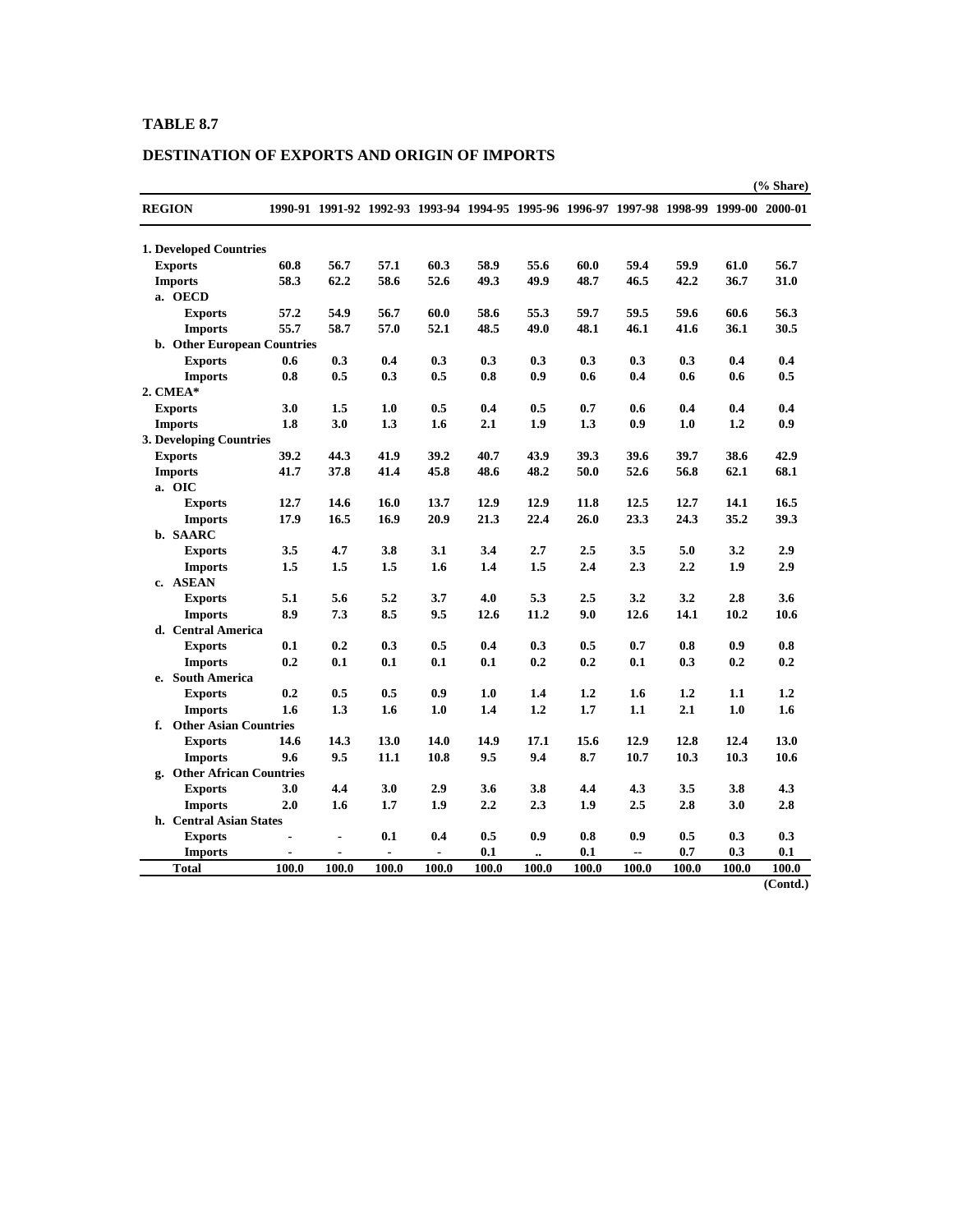**TABLE 8.7**

**DESTINATION OF EXPORTS AND ORIGIN OF IMPORTS**

(% Share)

| REGION | 1990-91 | 1991-92 | 1992-93 | 1993-94 | 1994-95 | 1995-96 | 1996-97 | 1997-98 | 1998-99 | 1999-00 | 2000-01 |
|---|---|---|---|---|---|---|---|---|---|---|---|
| **1. Developed Countries** | | | | | | | | | | | |
| Exports | 60.8 | 56.7 | 57.1 | 60.3 | 58.9 | 55.6 | 60.0 | 59.4 | 59.9 | 61.0 | 56.7 |
| Imports | 58.3 | 62.2 | 58.6 | 52.6 | 49.3 | 49.9 | 48.7 | 46.5 | 42.2 | 36.7 | 31.0 |
| a. OECD | | | | | | | | | | | |
| Exports | 57.2 | 54.9 | 56.7 | 60.0 | 58.6 | 55.3 | 59.7 | 59.5 | 59.6 | 60.6 | 56.3 |
| Imports | 55.7 | 58.7 | 57.0 | 52.1 | 48.5 | 49.0 | 48.1 | 46.1 | 41.6 | 36.1 | 30.5 |
| b. Other European Countries | | | | | | | | | | | |
| Exports | 0.6 | 0.3 | 0.4 | 0.3 | 0.3 | 0.3 | 0.3 | 0.3 | 0.3 | 0.4 | 0.4 |
| Imports | 0.8 | 0.5 | 0.3 | 0.5 | 0.8 | 0.9 | 0.6 | 0.4 | 0.6 | 0.6 | 0.5 |
| **2. CMEA*** | | | | | | | | | | | |
| Exports | 3.0 | 1.5 | 1.0 | 0.5 | 0.4 | 0.5 | 0.7 | 0.6 | 0.4 | 0.4 | 0.4 |
| Imports | 1.8 | 3.0 | 1.3 | 1.6 | 2.1 | 1.9 | 1.3 | 0.9 | 1.0 | 1.2 | 0.9 |
| **3. Developing Countries** | | | | | | | | | | | |
| Exports | 39.2 | 44.3 | 41.9 | 39.2 | 40.7 | 43.9 | 39.3 | 39.6 | 39.7 | 38.6 | 42.9 |
| Imports | 41.7 | 37.8 | 41.4 | 45.8 | 48.6 | 48.2 | 50.0 | 52.6 | 56.8 | 62.1 | 68.1 |
| a. OIC | | | | | | | | | | | |
| Exports | 12.7 | 14.6 | 16.0 | 13.7 | 12.9 | 12.9 | 11.8 | 12.5 | 12.7 | 14.1 | 16.5 |
| Imports | 17.9 | 16.5 | 16.9 | 20.9 | 21.3 | 22.4 | 26.0 | 23.3 | 24.3 | 35.2 | 39.3 |
| b. SAARC | | | | | | | | | | | |
| Exports | 3.5 | 4.7 | 3.8 | 3.1 | 3.4 | 2.7 | 2.5 | 3.5 | 5.0 | 3.2 | 2.9 |
| Imports | 1.5 | 1.5 | 1.5 | 1.6 | 1.4 | 1.5 | 2.4 | 2.3 | 2.2 | 1.9 | 2.9 |
| c. ASEAN | | | | | | | | | | | |
| Exports | 5.1 | 5.6 | 5.2 | 3.7 | 4.0 | 5.3 | 2.5 | 3.2 | 3.2 | 2.8 | 3.6 |
| Imports | 8.9 | 7.3 | 8.5 | 9.5 | 12.6 | 11.2 | 9.0 | 12.6 | 14.1 | 10.2 | 10.6 |
| d. Central America | | | | | | | | | | | |
| Exports | 0.1 | 0.2 | 0.3 | 0.5 | 0.4 | 0.3 | 0.5 | 0.7 | 0.8 | 0.9 | 0.8 |
| Imports | 0.2 | 0.1 | 0.1 | 0.1 | 0.1 | 0.2 | 0.2 | 0.1 | 0.3 | 0.2 | 0.2 |
| e. South America | | | | | | | | | | | |
| Exports | 0.2 | 0.5 | 0.5 | 0.9 | 1.0 | 1.4 | 1.2 | 1.6 | 1.2 | 1.1 | 1.2 |
| Imports | 1.6 | 1.3 | 1.6 | 1.0 | 1.4 | 1.2 | 1.7 | 1.1 | 2.1 | 1.0 | 1.6 |
| f. Other Asian Countries | | | | | | | | | | | |
| Exports | 14.6 | 14.3 | 13.0 | 14.0 | 14.9 | 17.1 | 15.6 | 12.9 | 12.8 | 12.4 | 13.0 |
| Imports | 9.6 | 9.5 | 11.1 | 10.8 | 9.5 | 9.4 | 8.7 | 10.7 | 10.3 | 10.3 | 10.6 |
| g. Other African Countries | | | | | | | | | | | |
| Exports | 3.0 | 4.4 | 3.0 | 2.9 | 3.6 | 3.8 | 4.4 | 4.3 | 3.5 | 3.8 | 4.3 |
| Imports | 2.0 | 1.6 | 1.7 | 1.9 | 2.2 | 2.3 | 1.9 | 2.5 | 2.8 | 3.0 | 2.8 |
| h. Central Asian States | | | | | | | | | | | |
| Exports | - | - | 0.1 | 0.4 | 0.5 | 0.9 | 0.8 | 0.9 | 0.5 | 0.3 | 0.3 |
| Imports | - | - | - | - | 0.1 | .. | 0.1 | -- | 0.7 | 0.3 | 0.1 |
| **Total** | 100.0 | 100.0 | 100.0 | 100.0 | 100.0 | 100.0 | 100.0 | 100.0 | 100.0 | 100.0 | 100.0 |

(Contd.)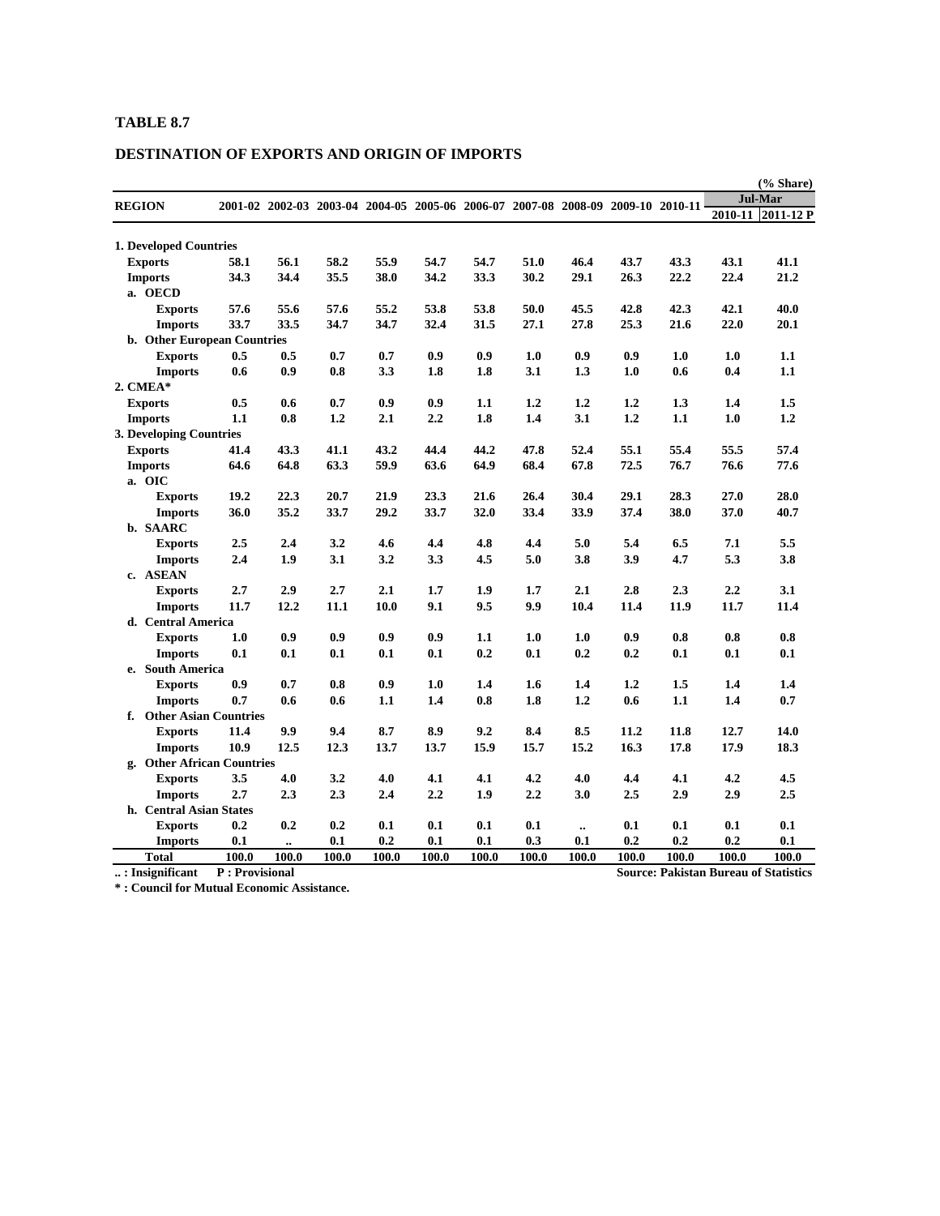**TABLE 8.7**

**DESTINATION OF EXPORTS AND ORIGIN OF IMPORTS**

(% Share)

| REGION | 2001-02 | 2002-03 | 2003-04 | 2004-05 | 2005-06 | 2006-07 | 2007-08 | 2008-09 | 2009-10 | 2010-11 | Jul-Mar 2010-11 | Jul-Mar 2011-12 P |
|---|---|---|---|---|---|---|---|---|---|---|---|---|
| **1. Developed Countries** | | | | | | | | | | | | |
| Exports | 58.1 | 56.1 | 58.2 | 55.9 | 54.7 | 54.7 | 51.0 | 46.4 | 43.7 | 43.3 | 43.1 | 41.1 |
| Imports | 34.3 | 34.4 | 35.5 | 38.0 | 34.2 | 33.3 | 30.2 | 29.1 | 26.3 | 22.2 | 22.4 | 21.2 |
| a. OECD | | | | | | | | | | | | |
| Exports | 57.6 | 55.6 | 57.6 | 55.2 | 53.8 | 53.8 | 50.0 | 45.5 | 42.8 | 42.3 | 42.1 | 40.0 |
| Imports | 33.7 | 33.5 | 34.7 | 34.7 | 32.4 | 31.5 | 27.1 | 27.8 | 25.3 | 21.6 | 22.0 | 20.1 |
| b. Other European Countries | | | | | | | | | | | | |
| Exports | 0.5 | 0.5 | 0.7 | 0.7 | 0.9 | 0.9 | 1.0 | 0.9 | 0.9 | 1.0 | 1.0 | 1.1 |
| Imports | 0.6 | 0.9 | 0.8 | 3.3 | 1.8 | 1.8 | 3.1 | 1.3 | 1.0 | 0.6 | 0.4 | 1.1 |
| **2. CMEA*** | | | | | | | | | | | | |
| Exports | 0.5 | 0.6 | 0.7 | 0.9 | 0.9 | 1.1 | 1.2 | 1.2 | 1.2 | 1.3 | 1.4 | 1.5 |
| Imports | 1.1 | 0.8 | 1.2 | 2.1 | 2.2 | 1.8 | 1.4 | 3.1 | 1.2 | 1.1 | 1.0 | 1.2 |
| **3. Developing Countries** | | | | | | | | | | | | |
| Exports | 41.4 | 43.3 | 41.1 | 43.2 | 44.4 | 44.2 | 47.8 | 52.4 | 55.1 | 55.4 | 55.5 | 57.4 |
| Imports | 64.6 | 64.8 | 63.3 | 59.9 | 63.6 | 64.9 | 68.4 | 67.8 | 72.5 | 76.7 | 76.6 | 77.6 |
| a. OIC | | | | | | | | | | | | |
| Exports | 19.2 | 22.3 | 20.7 | 21.9 | 23.3 | 21.6 | 26.4 | 30.4 | 29.1 | 28.3 | 27.0 | 28.0 |
| Imports | 36.0 | 35.2 | 33.7 | 29.2 | 33.7 | 32.0 | 33.4 | 33.9 | 37.4 | 38.0 | 37.0 | 40.7 |
| b. SAARC | | | | | | | | | | | | |
| Exports | 2.5 | 2.4 | 3.2 | 4.6 | 4.4 | 4.8 | 4.4 | 5.0 | 5.4 | 6.5 | 7.1 | 5.5 |
| Imports | 2.4 | 1.9 | 3.1 | 3.2 | 3.3 | 4.5 | 5.0 | 3.8 | 3.9 | 4.7 | 5.3 | 3.8 |
| c. ASEAN | | | | | | | | | | | | |
| Exports | 2.7 | 2.9 | 2.7 | 2.1 | 1.7 | 1.9 | 1.7 | 2.1 | 2.8 | 2.3 | 2.2 | 3.1 |
| Imports | 11.7 | 12.2 | 11.1 | 10.0 | 9.1 | 9.5 | 9.9 | 10.4 | 11.4 | 11.9 | 11.7 | 11.4 |
| d. Central America | | | | | | | | | | | | |
| Exports | 1.0 | 0.9 | 0.9 | 0.9 | 0.9 | 1.1 | 1.0 | 1.0 | 0.9 | 0.8 | 0.8 | 0.8 |
| Imports | 0.1 | 0.1 | 0.1 | 0.1 | 0.1 | 0.2 | 0.1 | 0.2 | 0.2 | 0.1 | 0.1 | 0.1 |
| e. South America | | | | | | | | | | | | |
| Exports | 0.9 | 0.7 | 0.8 | 0.9 | 1.0 | 1.4 | 1.6 | 1.4 | 1.2 | 1.5 | 1.4 | 1.4 |
| Imports | 0.7 | 0.6 | 0.6 | 1.1 | 1.4 | 0.8 | 1.8 | 1.2 | 0.6 | 1.1 | 1.4 | 0.7 |
| f. Other Asian Countries | | | | | | | | | | | | |
| Exports | 11.4 | 9.9 | 9.4 | 8.7 | 8.9 | 9.2 | 8.4 | 8.5 | 11.2 | 11.8 | 12.7 | 14.0 |
| Imports | 10.9 | 12.5 | 12.3 | 13.7 | 13.7 | 15.9 | 15.7 | 15.2 | 16.3 | 17.8 | 17.9 | 18.3 |
| g. Other African Countries | | | | | | | | | | | | |
| Exports | 3.5 | 4.0 | 3.2 | 4.0 | 4.1 | 4.1 | 4.2 | 4.0 | 4.4 | 4.1 | 4.2 | 4.5 |
| Imports | 2.7 | 2.3 | 2.3 | 2.4 | 2.2 | 1.9 | 2.2 | 3.0 | 2.5 | 2.9 | 2.9 | 2.5 |
| h. Central Asian States | | | | | | | | | | | | |
| Exports | 0.2 | 0.2 | 0.2 | 0.1 | 0.1 | 0.1 | 0.1 | .. | 0.1 | 0.1 | 0.1 | 0.1 |
| Imports | 0.1 | .. | 0.1 | 0.2 | 0.1 | 0.1 | 0.3 | 0.1 | 0.2 | 0.2 | 0.2 | 0.1 |
| **Total** | 100.0 | 100.0 | 100.0 | 100.0 | 100.0 | 100.0 | 100.0 | 100.0 | 100.0 | 100.0 | 100.0 | 100.0 |

.. : Insignificant P : Provisional

Source: Pakistan Bureau of Statistics

* : Council for Mutual Economic Assistance.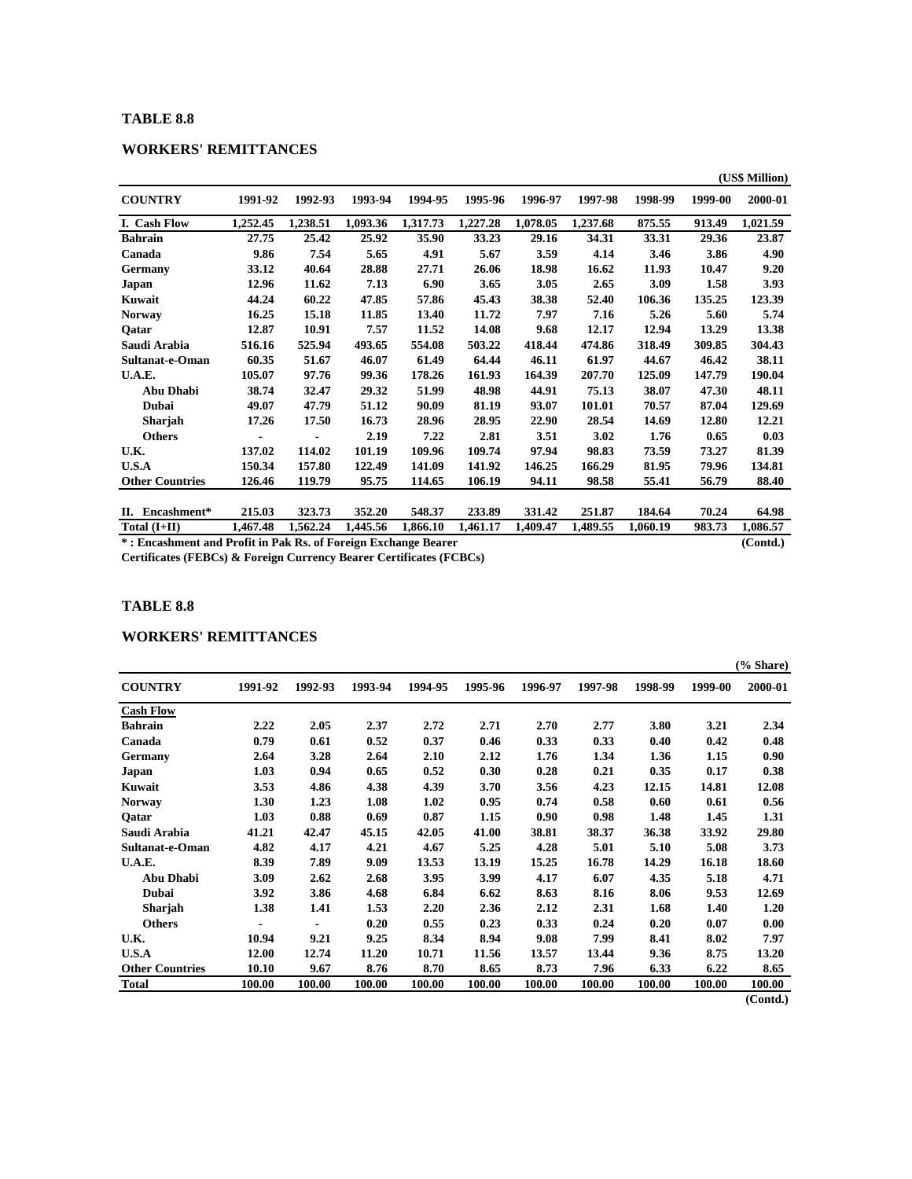**TABLE 8.8**

**WORKERS' REMITTANCES**

(US$ Million)

| COUNTRY | 1991-92 | 1992-93 | 1993-94 | 1994-95 | 1995-96 | 1996-97 | 1997-98 | 1998-99 | 1999-00 | 2000-01 |
|---|---|---|---|---|---|---|---|---|---|---|
| **I. Cash Flow** | 1,252.45 | 1,238.51 | 1,093.36 | 1,317.73 | 1,227.28 | 1,078.05 | 1,237.68 | 875.55 | 913.49 | 1,021.59 |
| Bahrain | 27.75 | 25.42 | 25.92 | 35.90 | 33.23 | 29.16 | 34.31 | 33.31 | 29.36 | 23.87 |
| Canada | 9.86 | 7.54 | 5.65 | 4.91 | 5.67 | 3.59 | 4.14 | 3.46 | 3.86 | 4.90 |
| Germany | 33.12 | 40.64 | 28.88 | 27.71 | 26.06 | 18.98 | 16.62 | 11.93 | 10.47 | 9.20 |
| Japan | 12.96 | 11.62 | 7.13 | 6.90 | 3.65 | 3.05 | 2.65 | 3.09 | 1.58 | 3.93 |
| Kuwait | 44.24 | 60.22 | 47.85 | 57.86 | 45.43 | 38.38 | 52.40 | 106.36 | 135.25 | 123.39 |
| Norway | 16.25 | 15.18 | 11.85 | 13.40 | 11.72 | 7.97 | 7.16 | 5.26 | 5.60 | 5.74 |
| Qatar | 12.87 | 10.91 | 7.57 | 11.52 | 14.08 | 9.68 | 12.17 | 12.94 | 13.29 | 13.38 |
| Saudi Arabia | 516.16 | 525.94 | 493.65 | 554.08 | 503.22 | 418.44 | 474.86 | 318.49 | 309.85 | 304.43 |
| Sultanat-e-Oman | 60.35 | 51.67 | 46.07 | 61.49 | 64.44 | 46.11 | 61.97 | 44.67 | 46.42 | 38.11 |
| U.A.E. | 105.07 | 97.76 | 99.36 | 178.26 | 161.93 | 164.39 | 207.70 | 125.09 | 147.79 | 190.04 |
| Abu Dhabi | 38.74 | 32.47 | 29.32 | 51.99 | 48.98 | 44.91 | 75.13 | 38.07 | 47.30 | 48.11 |
| Dubai | 49.07 | 47.79 | 51.12 | 90.09 | 81.19 | 93.07 | 101.01 | 70.57 | 87.04 | 129.69 |
| Sharjah | 17.26 | 17.50 | 16.73 | 28.96 | 28.95 | 22.90 | 28.54 | 14.69 | 12.80 | 12.21 |
| Others | - | - | 2.19 | 7.22 | 2.81 | 3.51 | 3.02 | 1.76 | 0.65 | 0.03 |
| U.K. | 137.02 | 114.02 | 101.19 | 109.96 | 109.74 | 97.94 | 98.83 | 73.59 | 73.27 | 81.39 |
| U.S.A | 150.34 | 157.80 | 122.49 | 141.09 | 141.92 | 146.25 | 166.29 | 81.95 | 79.96 | 134.81 |
| Other Countries | 126.46 | 119.79 | 95.75 | 114.65 | 106.19 | 94.11 | 98.58 | 55.41 | 56.79 | 88.40 |
| **II. Encashment*** | 215.03 | 323.73 | 352.20 | 548.37 | 233.89 | 331.42 | 251.87 | 184.64 | 70.24 | 64.98 |
| **Total (I+II)** | 1,467.48 | 1,562.24 | 1,445.56 | 1,866.10 | 1,461.17 | 1,409.47 | 1,489.55 | 1,060.19 | 983.73 | 1,086.57 |

* : Encashment and Profit in Pak Rs. of Foreign Exchange Bearer Certificates (FEBCs) & Foreign Currency Bearer Certificates (FCBCs)

(Contd.)

**TABLE 8.8**

**WORKERS' REMITTANCES**

(% Share)

| COUNTRY | 1991-92 | 1992-93 | 1993-94 | 1994-95 | 1995-96 | 1996-97 | 1997-98 | 1998-99 | 1999-00 | 2000-01 |
|---|---|---|---|---|---|---|---|---|---|---|
| **Cash Flow** | | | | | | | | | | |
| Bahrain | 2.22 | 2.05 | 2.37 | 2.72 | 2.71 | 2.70 | 2.77 | 3.80 | 3.21 | 2.34 |
| Canada | 0.79 | 0.61 | 0.52 | 0.37 | 0.46 | 0.33 | 0.33 | 0.40 | 0.42 | 0.48 |
| Germany | 2.64 | 3.28 | 2.64 | 2.10 | 2.12 | 1.76 | 1.34 | 1.36 | 1.15 | 0.90 |
| Japan | 1.03 | 0.94 | 0.65 | 0.52 | 0.30 | 0.28 | 0.21 | 0.35 | 0.17 | 0.38 |
| Kuwait | 3.53 | 4.86 | 4.38 | 4.39 | 3.70 | 3.56 | 4.23 | 12.15 | 14.81 | 12.08 |
| Norway | 1.30 | 1.23 | 1.08 | 1.02 | 0.95 | 0.74 | 0.58 | 0.60 | 0.61 | 0.56 |
| Qatar | 1.03 | 0.88 | 0.69 | 0.87 | 1.15 | 0.90 | 0.98 | 1.48 | 1.45 | 1.31 |
| Saudi Arabia | 41.21 | 42.47 | 45.15 | 42.05 | 41.00 | 38.81 | 38.37 | 36.38 | 33.92 | 29.80 |
| Sultanat-e-Oman | 4.82 | 4.17 | 4.21 | 4.67 | 5.25 | 4.28 | 5.01 | 5.10 | 5.08 | 3.73 |
| U.A.E. | 8.39 | 7.89 | 9.09 | 13.53 | 13.19 | 15.25 | 16.78 | 14.29 | 16.18 | 18.60 |
| Abu Dhabi | 3.09 | 2.62 | 2.68 | 3.95 | 3.99 | 4.17 | 6.07 | 4.35 | 5.18 | 4.71 |
| Dubai | 3.92 | 3.86 | 4.68 | 6.84 | 6.62 | 8.63 | 8.16 | 8.06 | 9.53 | 12.69 |
| Sharjah | 1.38 | 1.41 | 1.53 | 2.20 | 2.36 | 2.12 | 2.31 | 1.68 | 1.40 | 1.20 |
| Others | - | - | 0.20 | 0.55 | 0.23 | 0.33 | 0.24 | 0.20 | 0.07 | 0.00 |
| U.K. | 10.94 | 9.21 | 9.25 | 8.34 | 8.94 | 9.08 | 7.99 | 8.41 | 8.02 | 7.97 |
| U.S.A | 12.00 | 12.74 | 11.20 | 10.71 | 11.56 | 13.57 | 13.44 | 9.36 | 8.75 | 13.20 |
| Other Countries | 10.10 | 9.67 | 8.76 | 8.70 | 8.65 | 8.73 | 7.96 | 6.33 | 6.22 | 8.65 |
| **Total** | 100.00 | 100.00 | 100.00 | 100.00 | 100.00 | 100.00 | 100.00 | 100.00 | 100.00 | 100.00 |

(Contd.)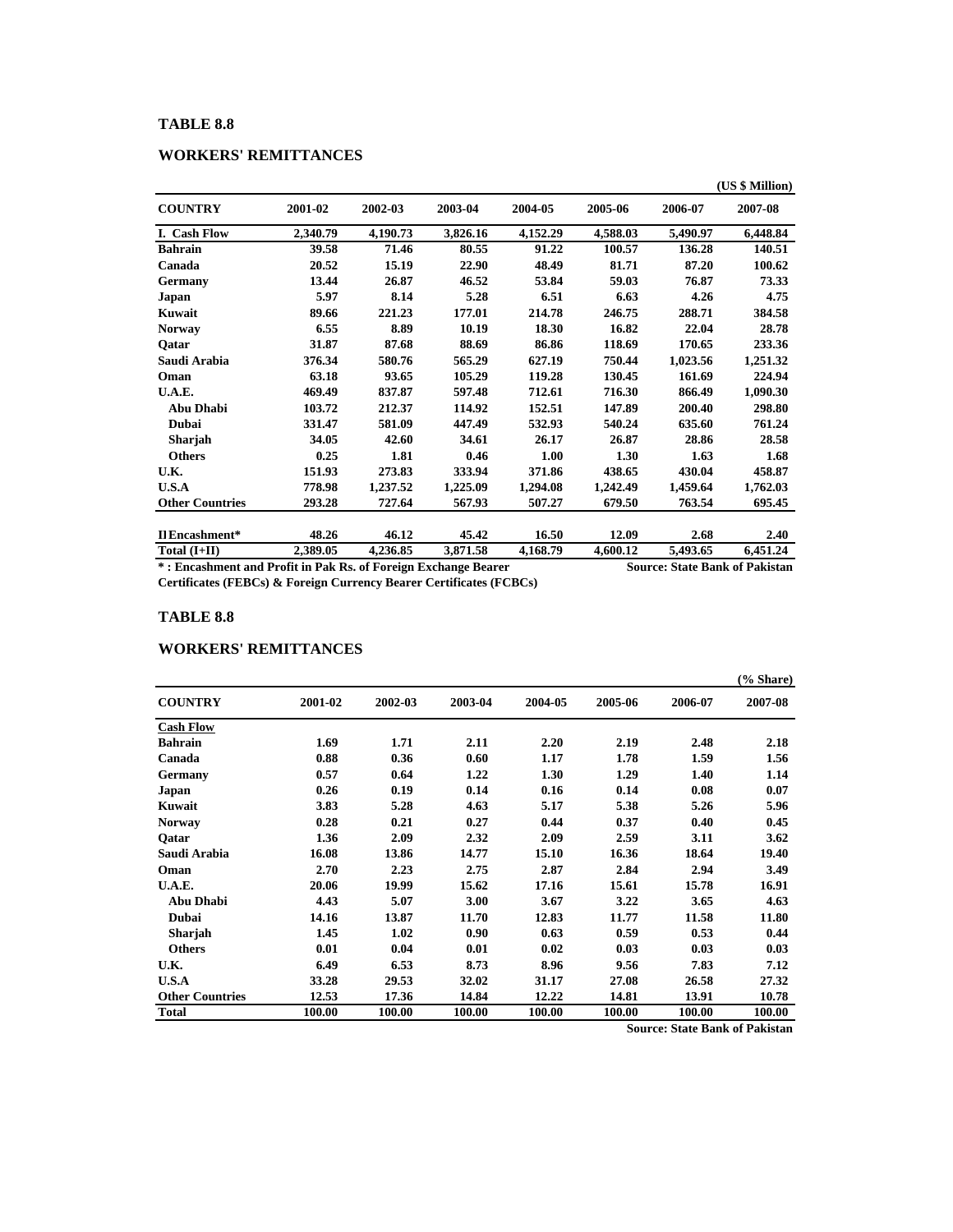**TABLE 8.8**

**WORKERS' REMITTANCES**

(US $ Million)

| COUNTRY | 2001-02 | 2002-03 | 2003-04 | 2004-05 | 2005-06 | 2006-07 | 2007-08 |
|---|---|---|---|---|---|---|---|
| I. Cash Flow | 2,340.79 | 4,190.73 | 3,826.16 | 4,152.29 | 4,588.03 | 5,490.97 | 6,448.84 |
| Bahrain | 39.58 | 71.46 | 80.55 | 91.22 | 100.57 | 136.28 | 140.51 |
| Canada | 20.52 | 15.19 | 22.90 | 48.49 | 81.71 | 87.20 | 100.62 |
| Germany | 13.44 | 26.87 | 46.52 | 53.84 | 59.03 | 76.87 | 73.33 |
| Japan | 5.97 | 8.14 | 5.28 | 6.51 | 6.63 | 4.26 | 4.75 |
| Kuwait | 89.66 | 221.23 | 177.01 | 214.78 | 246.75 | 288.71 | 384.58 |
| Norway | 6.55 | 8.89 | 10.19 | 18.30 | 16.82 | 22.04 | 28.78 |
| Qatar | 31.87 | 87.68 | 88.69 | 86.86 | 118.69 | 170.65 | 233.36 |
| Saudi Arabia | 376.34 | 580.76 | 565.29 | 627.19 | 750.44 | 1,023.56 | 1,251.32 |
| Oman | 63.18 | 93.65 | 105.29 | 119.28 | 130.45 | 161.69 | 224.94 |
| U.A.E. | 469.49 | 837.87 | 597.48 | 712.61 | 716.30 | 866.49 | 1,090.30 |
| Abu Dhabi | 103.72 | 212.37 | 114.92 | 152.51 | 147.89 | 200.40 | 298.80 |
| Dubai | 331.47 | 581.09 | 447.49 | 532.93 | 540.24 | 635.60 | 761.24 |
| Sharjah | 34.05 | 42.60 | 34.61 | 26.17 | 26.87 | 28.86 | 28.58 |
| Others | 0.25 | 1.81 | 0.46 | 1.00 | 1.30 | 1.63 | 1.68 |
| U.K. | 151.93 | 273.83 | 333.94 | 371.86 | 438.65 | 430.04 | 458.87 |
| U.S.A | 778.98 | 1,237.52 | 1,225.09 | 1,294.08 | 1,242.49 | 1,459.64 | 1,762.03 |
| Other Countries | 293.28 | 727.64 | 567.93 | 507.27 | 679.50 | 763.54 | 695.45 |
| II Encashment* | 48.26 | 46.12 | 45.42 | 16.50 | 12.09 | 2.68 | 2.40 |
| Total (I+II) | 2,389.05 | 4,236.85 | 3,871.58 | 4,168.79 | 4,600.12 | 5,493.65 | 6,451.24 |

* : Encashment and Profit in Pak Rs. of Foreign Exchange Bearer Certificates (FEBCs) & Foreign Currency Bearer Certificates (FCBCs)

Source: State Bank of Pakistan

**TABLE 8.8**

**WORKERS' REMITTANCES**

(% Share)

| COUNTRY | 2001-02 | 2002-03 | 2003-04 | 2004-05 | 2005-06 | 2006-07 | 2007-08 |
|---|---|---|---|---|---|---|---|
| Cash Flow | | | | | | | |
| Bahrain | 1.69 | 1.71 | 2.11 | 2.20 | 2.19 | 2.48 | 2.18 |
| Canada | 0.88 | 0.36 | 0.60 | 1.17 | 1.78 | 1.59 | 1.56 |
| Germany | 0.57 | 0.64 | 1.22 | 1.30 | 1.29 | 1.40 | 1.14 |
| Japan | 0.26 | 0.19 | 0.14 | 0.16 | 0.14 | 0.08 | 0.07 |
| Kuwait | 3.83 | 5.28 | 4.63 | 5.17 | 5.38 | 5.26 | 5.96 |
| Norway | 0.28 | 0.21 | 0.27 | 0.44 | 0.37 | 0.40 | 0.45 |
| Qatar | 1.36 | 2.09 | 2.32 | 2.09 | 2.59 | 3.11 | 3.62 |
| Saudi Arabia | 16.08 | 13.86 | 14.77 | 15.10 | 16.36 | 18.64 | 19.40 |
| Oman | 2.70 | 2.23 | 2.75 | 2.87 | 2.84 | 2.94 | 3.49 |
| U.A.E. | 20.06 | 19.99 | 15.62 | 17.16 | 15.61 | 15.78 | 16.91 |
| Abu Dhabi | 4.43 | 5.07 | 3.00 | 3.67 | 3.22 | 3.65 | 4.63 |
| Dubai | 14.16 | 13.87 | 11.70 | 12.83 | 11.77 | 11.58 | 11.80 |
| Sharjah | 1.45 | 1.02 | 0.90 | 0.63 | 0.59 | 0.53 | 0.44 |
| Others | 0.01 | 0.04 | 0.01 | 0.02 | 0.03 | 0.03 | 0.03 |
| U.K. | 6.49 | 6.53 | 8.73 | 8.96 | 9.56 | 7.83 | 7.12 |
| U.S.A | 33.28 | 29.53 | 32.02 | 31.17 | 27.08 | 26.58 | 27.32 |
| Other Countries | 12.53 | 17.36 | 14.84 | 12.22 | 14.81 | 13.91 | 10.78 |
| Total | 100.00 | 100.00 | 100.00 | 100.00 | 100.00 | 100.00 | 100.00 |

Source: State Bank of Pakistan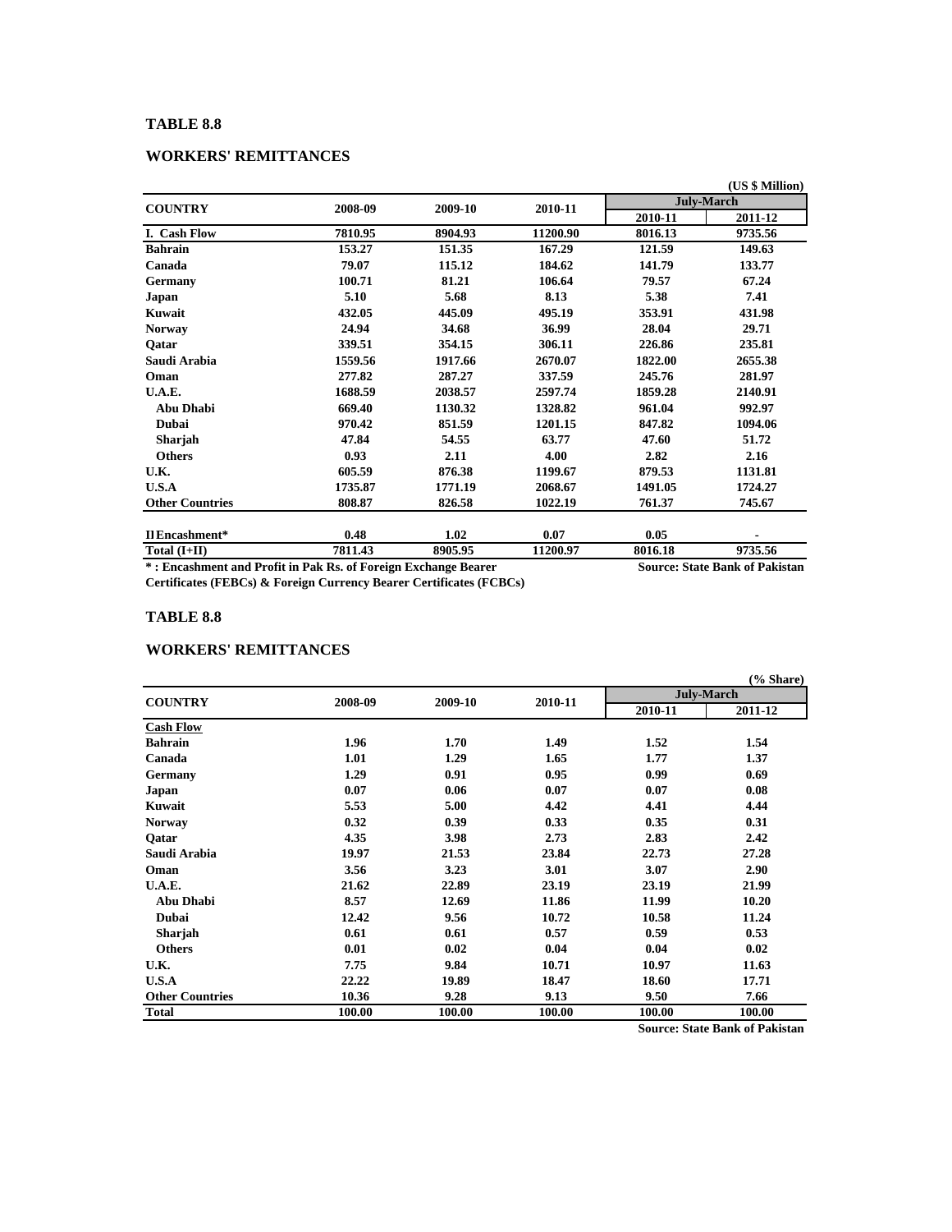**TABLE 8.8**

**WORKERS' REMITTANCES**

(US $ Million)

| COUNTRY | 2008-09 | 2009-10 | 2010-11 | July-March | |
|---|---|---|---|---|---|
| | | | | 2010-11 | 2011-12 |
| **I. Cash Flow** | 7810.95 | 8904.93 | 11200.90 | 8016.13 | 9735.56 |
| Bahrain | 153.27 | 151.35 | 167.29 | 121.59 | 149.63 |
| Canada | 79.07 | 115.12 | 184.62 | 141.79 | 133.77 |
| Germany | 100.71 | 81.21 | 106.64 | 79.57 | 67.24 |
| Japan | 5.10 | 5.68 | 8.13 | 5.38 | 7.41 |
| Kuwait | 432.05 | 445.09 | 495.19 | 353.91 | 431.98 |
| Norway | 24.94 | 34.68 | 36.99 | 28.04 | 29.71 |
| Qatar | 339.51 | 354.15 | 306.11 | 226.86 | 235.81 |
| Saudi Arabia | 1559.56 | 1917.66 | 2670.07 | 1822.00 | 2655.38 |
| Oman | 277.82 | 287.27 | 337.59 | 245.76 | 281.97 |
| U.A.E. | 1688.59 | 2038.57 | 2597.74 | 1859.28 | 2140.91 |
| Abu Dhabi | 669.40 | 1130.32 | 1328.82 | 961.04 | 992.97 |
| Dubai | 970.42 | 851.59 | 1201.15 | 847.82 | 1094.06 |
| Sharjah | 47.84 | 54.55 | 63.77 | 47.60 | 51.72 |
| Others | 0.93 | 2.11 | 4.00 | 2.82 | 2.16 |
| U.K. | 605.59 | 876.38 | 1199.67 | 879.53 | 1131.81 |
| U.S.A | 1735.87 | 1771.19 | 2068.67 | 1491.05 | 1724.27 |
| Other Countries | 808.87 | 826.58 | 1022.19 | 761.37 | 745.67 |
| **II Encashment*** | 0.48 | 1.02 | 0.07 | 0.05 | - |
| **Total (I+II)** | 7811.43 | 8905.95 | 11200.97 | 8016.18 | 9735.56 |

* : Encashment and Profit in Pak Rs. of Foreign Exchange Bearer Certificates (FEBCs) & Foreign Currency Bearer Certificates (FCBCs)

Source: State Bank of Pakistan

**TABLE 8.8**

**WORKERS' REMITTANCES**

(% Share)

| COUNTRY | 2008-09 | 2009-10 | 2010-11 | July-March | |
|---|---|---|---|---|---|
| | | | | 2010-11 | 2011-12 |
| **Cash Flow** | | | | | |
| Bahrain | 1.96 | 1.70 | 1.49 | 1.52 | 1.54 |
| Canada | 1.01 | 1.29 | 1.65 | 1.77 | 1.37 |
| Germany | 1.29 | 0.91 | 0.95 | 0.99 | 0.69 |
| Japan | 0.07 | 0.06 | 0.07 | 0.07 | 0.08 |
| Kuwait | 5.53 | 5.00 | 4.42 | 4.41 | 4.44 |
| Norway | 0.32 | 0.39 | 0.33 | 0.35 | 0.31 |
| Qatar | 4.35 | 3.98 | 2.73 | 2.83 | 2.42 |
| Saudi Arabia | 19.97 | 21.53 | 23.84 | 22.73 | 27.28 |
| Oman | 3.56 | 3.23 | 3.01 | 3.07 | 2.90 |
| U.A.E. | 21.62 | 22.89 | 23.19 | 23.19 | 21.99 |
| Abu Dhabi | 8.57 | 12.69 | 11.86 | 11.99 | 10.20 |
| Dubai | 12.42 | 9.56 | 10.72 | 10.58 | 11.24 |
| Sharjah | 0.61 | 0.61 | 0.57 | 0.59 | 0.53 |
| Others | 0.01 | 0.02 | 0.04 | 0.04 | 0.02 |
| U.K. | 7.75 | 9.84 | 10.71 | 10.97 | 11.63 |
| U.S.A | 22.22 | 19.89 | 18.47 | 18.60 | 17.71 |
| Other Countries | 10.36 | 9.28 | 9.13 | 9.50 | 7.66 |
| **Total** | 100.00 | 100.00 | 100.00 | 100.00 | 100.00 |

Source: State Bank of Pakistan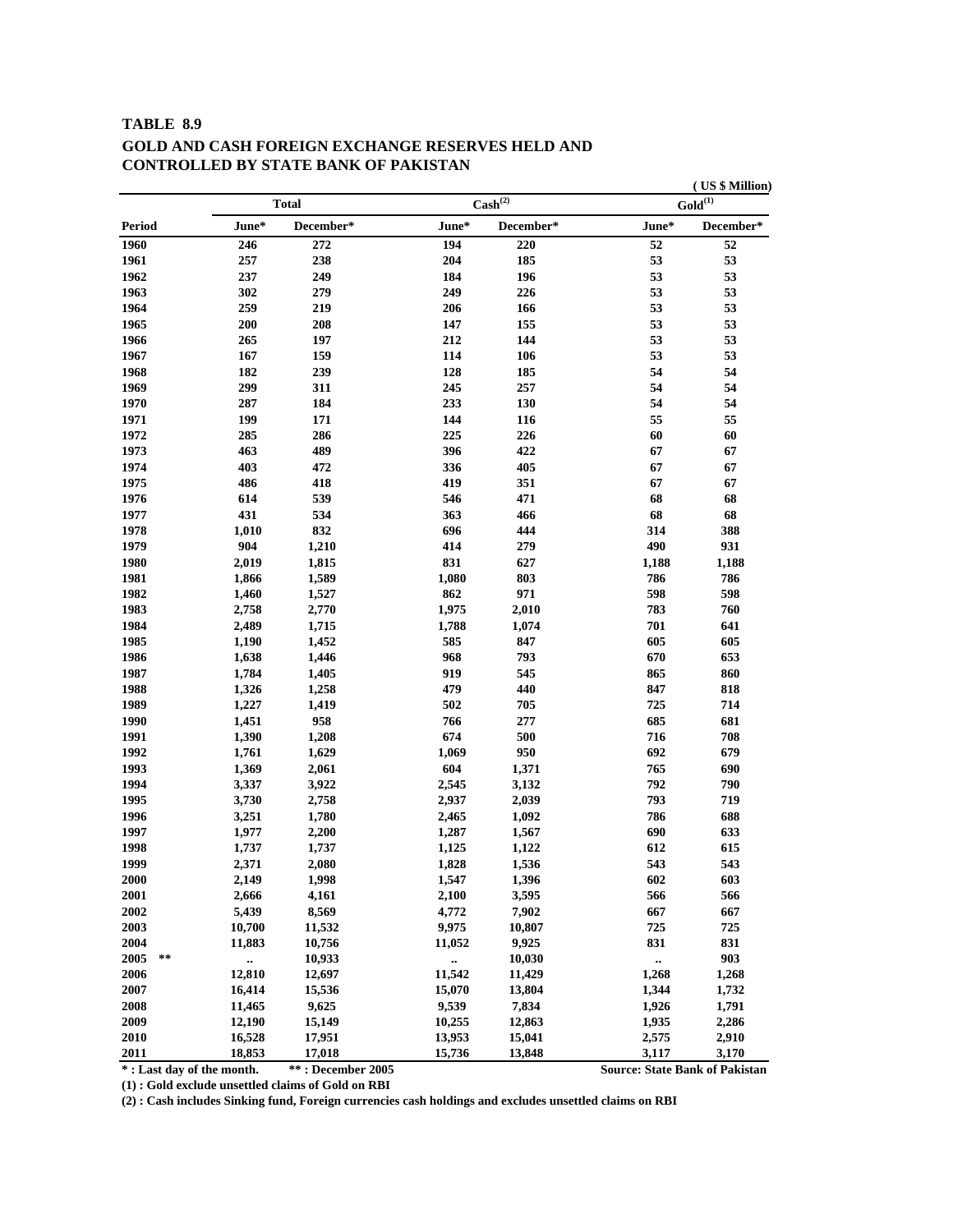**TABLE 8.9**

**GOLD AND CASH FOREIGN EXCHANGE RESERVES HELD AND CONTROLLED BY STATE BANK OF PAKISTAN**

(US $ Million)

| | Total | | Cash(2) | | Gold(1) | |
|---|---|---|---|---|---|---|
| Period | June* | December* | June* | December* | June* | December* |
| 1960 | 246 | 272 | 194 | 220 | 52 | 52 |
| 1961 | 257 | 238 | 204 | 185 | 53 | 53 |
| 1962 | 237 | 249 | 184 | 196 | 53 | 53 |
| 1963 | 302 | 279 | 249 | 226 | 53 | 53 |
| 1964 | 259 | 219 | 206 | 166 | 53 | 53 |
| 1965 | 200 | 208 | 147 | 155 | 53 | 53 |
| 1966 | 265 | 197 | 212 | 144 | 53 | 53 |
| 1967 | 167 | 159 | 114 | 106 | 53 | 53 |
| 1968 | 182 | 239 | 128 | 185 | 54 | 54 |
| 1969 | 299 | 311 | 245 | 257 | 54 | 54 |
| 1970 | 287 | 184 | 233 | 130 | 54 | 54 |
| 1971 | 199 | 171 | 144 | 116 | 55 | 55 |
| 1972 | 285 | 286 | 225 | 226 | 60 | 60 |
| 1973 | 463 | 489 | 396 | 422 | 67 | 67 |
| 1974 | 403 | 472 | 336 | 405 | 67 | 67 |
| 1975 | 486 | 418 | 419 | 351 | 67 | 67 |
| 1976 | 614 | 539 | 546 | 471 | 68 | 68 |
| 1977 | 431 | 534 | 363 | 466 | 68 | 68 |
| 1978 | 1,010 | 832 | 696 | 444 | 314 | 388 |
| 1979 | 904 | 1,210 | 414 | 279 | 490 | 931 |
| 1980 | 2,019 | 1,815 | 831 | 627 | 1,188 | 1,188 |
| 1981 | 1,866 | 1,589 | 1,080 | 803 | 786 | 786 |
| 1982 | 1,460 | 1,527 | 862 | 971 | 598 | 598 |
| 1983 | 2,758 | 2,770 | 1,975 | 2,010 | 783 | 760 |
| 1984 | 2,489 | 1,715 | 1,788 | 1,074 | 701 | 641 |
| 1985 | 1,190 | 1,452 | 585 | 847 | 605 | 605 |
| 1986 | 1,638 | 1,446 | 968 | 793 | 670 | 653 |
| 1987 | 1,784 | 1,405 | 919 | 545 | 865 | 860 |
| 1988 | 1,326 | 1,258 | 479 | 440 | 847 | 818 |
| 1989 | 1,227 | 1,419 | 502 | 705 | 725 | 714 |
| 1990 | 1,451 | 958 | 766 | 277 | 685 | 681 |
| 1991 | 1,390 | 1,208 | 674 | 500 | 716 | 708 |
| 1992 | 1,761 | 1,629 | 1,069 | 950 | 692 | 679 |
| 1993 | 1,369 | 2,061 | 604 | 1,371 | 765 | 690 |
| 1994 | 3,337 | 3,922 | 2,545 | 3,132 | 792 | 790 |
| 1995 | 3,730 | 2,758 | 2,937 | 2,039 | 793 | 719 |
| 1996 | 3,251 | 1,780 | 2,465 | 1,092 | 786 | 688 |
| 1997 | 1,977 | 2,200 | 1,287 | 1,567 | 690 | 633 |
| 1998 | 1,737 | 1,737 | 1,125 | 1,122 | 612 | 615 |
| 1999 | 2,371 | 2,080 | 1,828 | 1,536 | 543 | 543 |
| 2000 | 2,149 | 1,998 | 1,547 | 1,396 | 602 | 603 |
| 2001 | 2,666 | 4,161 | 2,100 | 3,595 | 566 | 566 |
| 2002 | 5,439 | 8,569 | 4,772 | 7,902 | 667 | 667 |
| 2003 | 10,700 | 11,532 | 9,975 | 10,807 | 725 | 725 |
| 2004 | 11,883 | 10,756 | 11,052 | 9,925 | 831 | 831 |
| 2005 ** | .. | 10,933 | .. | 10,030 | .. | 903 |
| 2006 | 12,810 | 12,697 | 11,542 | 11,429 | 1,268 | 1,268 |
| 2007 | 16,414 | 15,536 | 15,070 | 13,804 | 1,344 | 1,732 |
| 2008 | 11,465 | 9,625 | 9,539 | 7,834 | 1,926 | 1,791 |
| 2009 | 12,190 | 15,149 | 10,255 | 12,863 | 1,935 | 2,286 |
| 2010 | 16,528 | 17,951 | 13,953 | 15,041 | 2,575 | 2,910 |
| 2011 | 18,853 | 17,018 | 15,736 | 13,848 | 3,117 | 3,170 |

\* : Last day of the month. ** : December 2005

Source: State Bank of Pakistan

(1) : Gold exclude unsettled claims of Gold on RBI

(2) : Cash includes Sinking fund, Foreign currencies cash holdings and excludes unsettled claims on RBI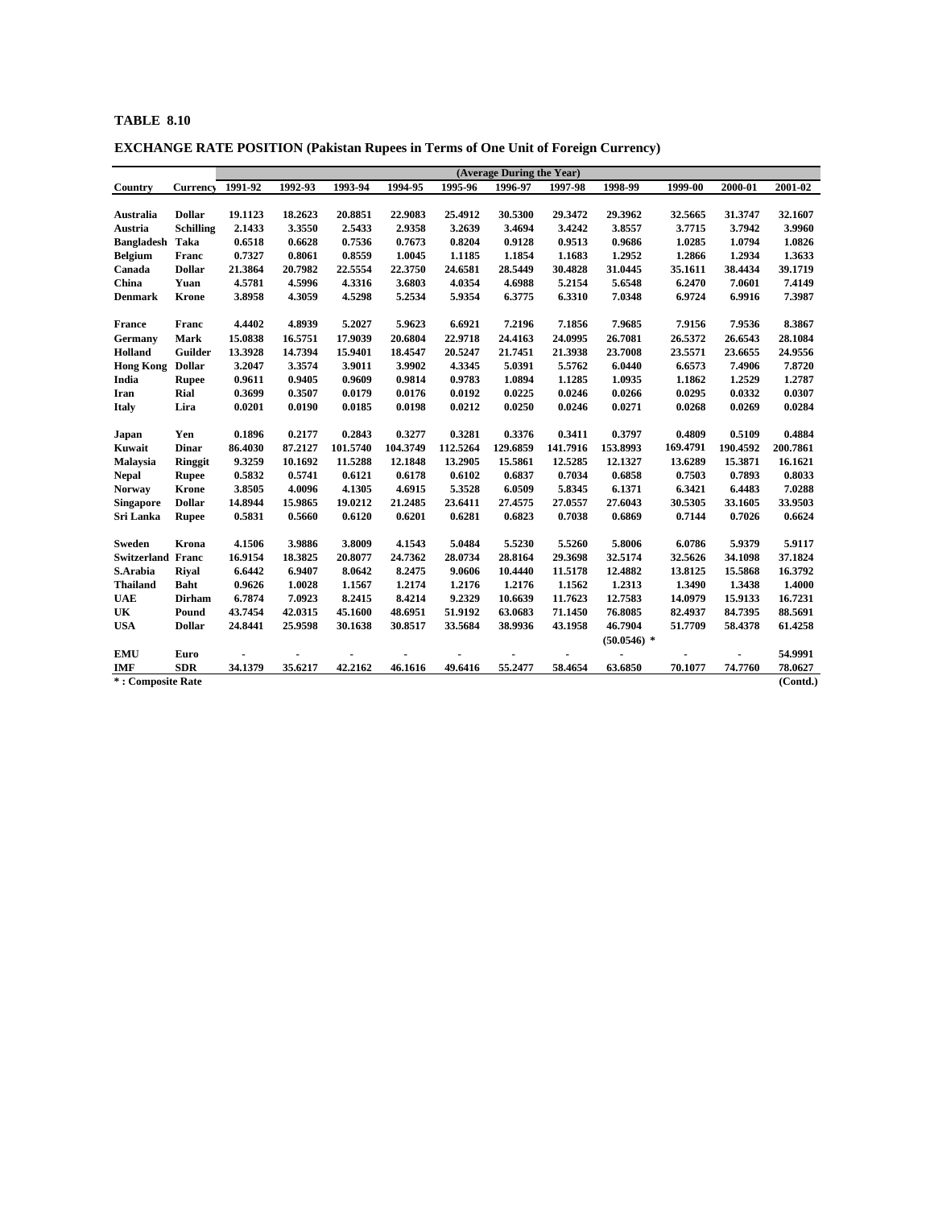**TABLE 8.10**

**EXCHANGE RATE POSITION (Pakistan Rupees in Terms of One Unit of Foreign Currency)**

| | | (Average During the Year) | | | | | | | | | | |
|---|---|---|---|---|---|---|---|---|---|---|---|---|
| **Country** | **Currency** | **1991-92** | **1992-93** | **1993-94** | **1994-95** | **1995-96** | **1996-97** | **1997-98** | **1998-99** | **1999-00** | **2000-01** | **2001-02** |
| **Australia** | **Dollar** | 19.1123 | 18.2623 | 20.8851 | 22.9083 | 25.4912 | 30.5300 | 29.3472 | 29.3962 | 32.5665 | 31.3747 | 32.1607 |
| **Austria** | **Schilling** | 2.1433 | 3.3550 | 2.5433 | 2.9358 | 3.2639 | 3.4694 | 3.4242 | 3.8557 | 3.7715 | 3.7942 | 3.9960 |
| **Bangladesh** | **Taka** | 0.6518 | 0.6628 | 0.7536 | 0.7673 | 0.8204 | 0.9128 | 0.9513 | 0.9686 | 1.0285 | 1.0794 | 1.0826 |
| **Belgium** | **Franc** | 0.7327 | 0.8061 | 0.8559 | 1.0045 | 1.1185 | 1.1854 | 1.1683 | 1.2952 | 1.2866 | 1.2934 | 1.3633 |
| **Canada** | **Dollar** | 21.3864 | 20.7982 | 22.5554 | 22.3750 | 24.6581 | 28.5449 | 30.4828 | 31.0445 | 35.1611 | 38.4434 | 39.1719 |
| **China** | **Yuan** | 4.5781 | 4.5996 | 4.3316 | 3.6803 | 4.0354 | 4.6988 | 5.2154 | 5.6548 | 6.2470 | 7.0601 | 7.4149 |
| **Denmark** | **Krone** | 3.8958 | 4.3059 | 4.5298 | 5.2534 | 5.9354 | 6.3775 | 6.3310 | 7.0348 | 6.9724 | 6.9916 | 7.3987 |
| **France** | **Franc** | 4.4402 | 4.8939 | 5.2027 | 5.9623 | 6.6921 | 7.2196 | 7.1856 | 7.9685 | 7.9156 | 7.9536 | 8.3867 |
| **Germany** | **Mark** | 15.0838 | 16.5751 | 17.9039 | 20.6804 | 22.9718 | 24.4163 | 24.0995 | 26.7081 | 26.5372 | 26.6543 | 28.1084 |
| **Holland** | **Guilder** | 13.3928 | 14.7394 | 15.9401 | 18.4547 | 20.5247 | 21.7451 | 21.3938 | 23.7008 | 23.5571 | 23.6655 | 24.9556 |
| **Hong Kong** | **Dollar** | 3.2047 | 3.3574 | 3.9011 | 3.9902 | 4.3345 | 5.0391 | 5.5762 | 6.0440 | 6.6573 | 7.4906 | 7.8720 |
| **India** | **Rupee** | 0.9611 | 0.9405 | 0.9609 | 0.9814 | 0.9783 | 1.0894 | 1.1285 | 1.0935 | 1.1862 | 1.2529 | 1.2787 |
| **Iran** | **Rial** | 0.3699 | 0.3507 | 0.0179 | 0.0176 | 0.0192 | 0.0225 | 0.0246 | 0.0266 | 0.0295 | 0.0332 | 0.0307 |
| **Italy** | **Lira** | 0.0201 | 0.0190 | 0.0185 | 0.0198 | 0.0212 | 0.0250 | 0.0246 | 0.0271 | 0.0268 | 0.0269 | 0.0284 |
| **Japan** | **Yen** | 0.1896 | 0.2177 | 0.2843 | 0.3277 | 0.3281 | 0.3376 | 0.3411 | 0.3797 | 0.4809 | 0.5109 | 0.4884 |
| **Kuwait** | **Dinar** | 86.4030 | 87.2127 | 101.5740 | 104.3749 | 112.5264 | 129.6859 | 141.7916 | 153.8993 | 169.4791 | 190.4592 | 200.7861 |
| **Malaysia** | **Ringgit** | 9.3259 | 10.1692 | 11.5288 | 12.1848 | 13.2905 | 15.5861 | 12.5285 | 12.1327 | 13.6289 | 15.3871 | 16.1621 |
| **Nepal** | **Rupee** | 0.5832 | 0.5741 | 0.6121 | 0.6178 | 0.6102 | 0.6837 | 0.7034 | 0.6858 | 0.7503 | 0.7893 | 0.8033 |
| **Norway** | **Krone** | 3.8505 | 4.0096 | 4.1305 | 4.6915 | 5.3528 | 6.0509 | 5.8345 | 6.1371 | 6.3421 | 6.4483 | 7.0288 |
| **Singapore** | **Dollar** | 14.8944 | 15.9865 | 19.0212 | 21.2485 | 23.6411 | 27.4575 | 27.0557 | 27.6043 | 30.5305 | 33.1605 | 33.9503 |
| **Sri Lanka** | **Rupee** | 0.5831 | 0.5660 | 0.6120 | 0.6201 | 0.6281 | 0.6823 | 0.7038 | 0.6869 | 0.7144 | 0.7026 | 0.6624 |
| **Sweden** | **Krona** | 4.1506 | 3.9886 | 3.8009 | 4.1543 | 5.0484 | 5.5230 | 5.5260 | 5.8006 | 6.0786 | 5.9379 | 5.9117 |
| **Switzerland** | **Franc** | 16.9154 | 18.3825 | 20.8077 | 24.7362 | 28.0734 | 28.8164 | 29.3698 | 32.5174 | 32.5626 | 34.1098 | 37.1824 |
| **S.Arabia** | **Riyal** | 6.6442 | 6.9407 | 8.0642 | 8.2475 | 9.0606 | 10.4440 | 11.5178 | 12.4882 | 13.8125 | 15.5868 | 16.3792 |
| **Thailand** | **Baht** | 0.9626 | 1.0028 | 1.1567 | 1.2174 | 1.2176 | 1.2176 | 1.1562 | 1.2313 | 1.3490 | 1.3438 | 1.4000 |
| **UAE** | **Dirham** | 6.7874 | 7.0923 | 8.2415 | 8.4214 | 9.2329 | 10.6639 | 11.7623 | 12.7583 | 14.0979 | 15.9133 | 16.7231 |
| **UK** | **Pound** | 43.7454 | 42.0315 | 45.1600 | 48.6951 | 51.9192 | 63.0683 | 71.1450 | 76.8085 | 82.4937 | 84.7395 | 88.5691 |
| **USA** | **Dollar** | 24.8441 | 25.9598 | 30.1638 | 30.8517 | 33.5684 | 38.9936 | 43.1958 | 46.7904 (50.0546) * | 51.7709 | 58.4378 | 61.4258 |
| **EMU** | **Euro** | - | - | - | - | - | - | - | - | - | - | 54.9991 |
| **IMF** | **SDR** | 34.1379 | 35.6217 | 42.2162 | 46.1616 | 49.6416 | 55.2477 | 58.4654 | 63.6850 | 70.1077 | 74.7760 | 78.0627 |

**\* : Composite Rate**

**(Contd.)**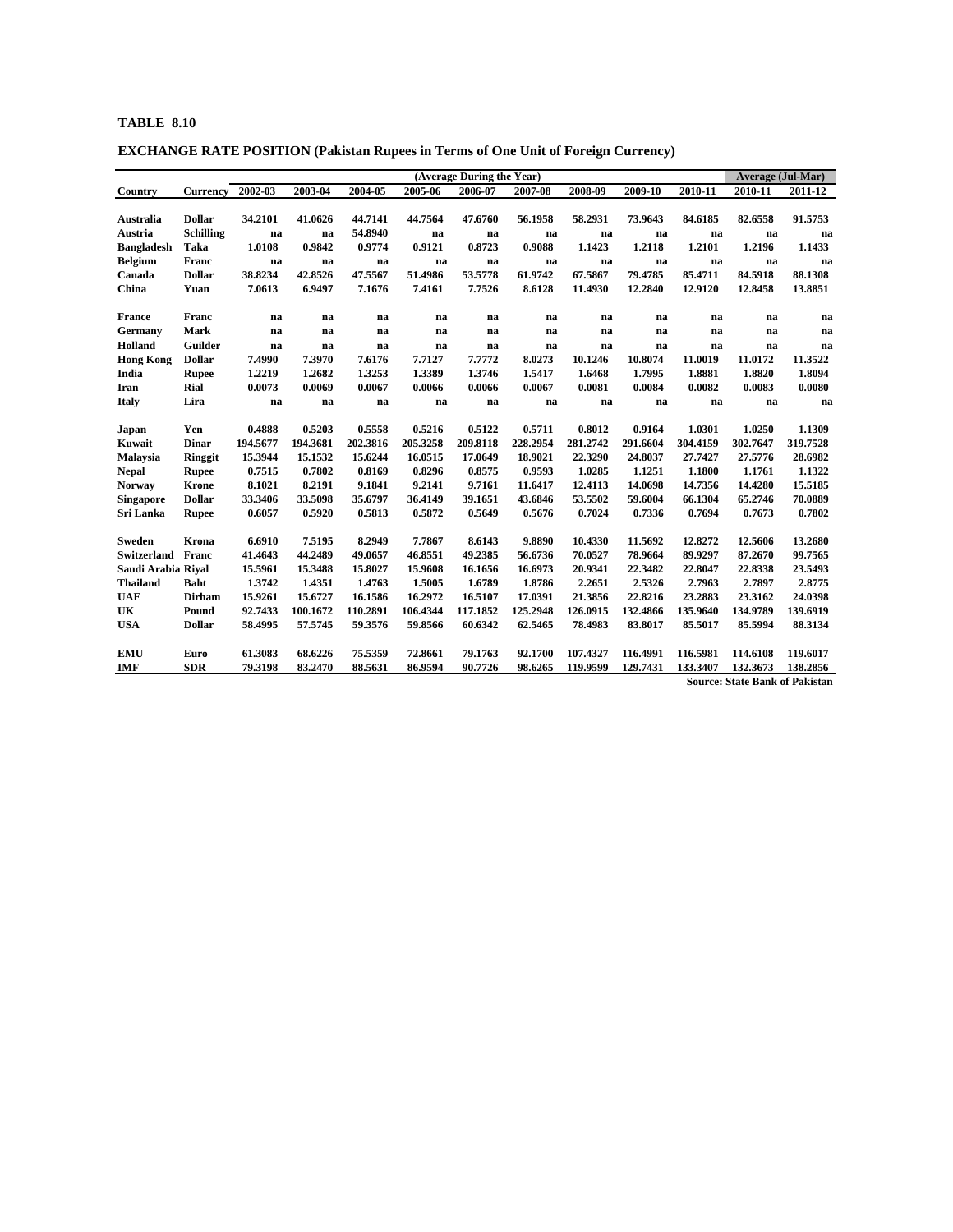**TABLE 8.10**

**EXCHANGE RATE POSITION (Pakistan Rupees in Terms of One Unit of Foreign Currency)**

| | | (Average During the Year) | | | | | | | | | Average (Jul-Mar) | |
|---|---|---|---|---|---|---|---|---|---|---|---|---|
| Country | Currency | 2002-03 | 2003-04 | 2004-05 | 2005-06 | 2006-07 | 2007-08 | 2008-09 | 2009-10 | 2010-11 | 2010-11 | 2011-12 |
| Australia | Dollar | 34.2101 | 41.0626 | 44.7141 | 44.7564 | 47.6760 | 56.1958 | 58.2931 | 73.9643 | 84.6185 | 82.6558 | 91.5753 |
| Austria | Schilling | na | na | 54.8940 | na | na | na | na | na | na | na | na |
| Bangladesh | Taka | 1.0108 | 0.9842 | 0.9774 | 0.9121 | 0.8723 | 0.9088 | 1.1423 | 1.2118 | 1.2101 | 1.2196 | 1.1433 |
| Belgium | Franc | na | na | na | na | na | na | na | na | na | na | na |
| Canada | Dollar | 38.8234 | 42.8526 | 47.5567 | 51.4986 | 53.5778 | 61.9742 | 67.5867 | 79.4785 | 85.4711 | 84.5918 | 88.1308 |
| China | Yuan | 7.0613 | 6.9497 | 7.1676 | 7.4161 | 7.7526 | 8.6128 | 11.4930 | 12.2840 | 12.9120 | 12.8458 | 13.8851 |
| France | Franc | na | na | na | na | na | na | na | na | na | na | na |
| Germany | Mark | na | na | na | na | na | na | na | na | na | na | na |
| Holland | Guilder | na | na | na | na | na | na | na | na | na | na | na |
| Hong Kong | Dollar | 7.4990 | 7.3970 | 7.6176 | 7.7127 | 7.7772 | 8.0273 | 10.1246 | 10.8074 | 11.0019 | 11.0172 | 11.3522 |
| India | Rupee | 1.2219 | 1.2682 | 1.3253 | 1.3389 | 1.3746 | 1.5417 | 1.6468 | 1.7995 | 1.8881 | 1.8820 | 1.8094 |
| Iran | Rial | 0.0073 | 0.0069 | 0.0067 | 0.0066 | 0.0066 | 0.0067 | 0.0081 | 0.0084 | 0.0082 | 0.0083 | 0.0080 |
| Italy | Lira | na | na | na | na | na | na | na | na | na | na | na |
| Japan | Yen | 0.4888 | 0.5203 | 0.5558 | 0.5216 | 0.5122 | 0.5711 | 0.8012 | 0.9164 | 1.0301 | 1.0250 | 1.1309 |
| Kuwait | Dinar | 194.5677 | 194.3681 | 202.3816 | 205.3258 | 209.8118 | 228.2954 | 281.2742 | 291.6604 | 304.4159 | 302.7647 | 319.7528 |
| Malaysia | Ringgit | 15.3944 | 15.1532 | 15.6244 | 16.0515 | 17.0649 | 18.9021 | 22.3290 | 24.8037 | 27.7427 | 27.5776 | 28.6982 |
| Nepal | Rupee | 0.7515 | 0.7802 | 0.8169 | 0.8296 | 0.8575 | 0.9593 | 1.0285 | 1.1251 | 1.1800 | 1.1761 | 1.1322 |
| Norway | Krone | 8.1021 | 8.2191 | 9.1841 | 9.2141 | 9.7161 | 11.6417 | 12.4113 | 14.0698 | 14.7356 | 14.4280 | 15.5185 |
| Singapore | Dollar | 33.3406 | 33.5098 | 35.6797 | 36.4149 | 39.1651 | 43.6846 | 53.5502 | 59.6004 | 66.1304 | 65.2746 | 70.0889 |
| Sri Lanka | Rupee | 0.6057 | 0.5920 | 0.5813 | 0.5872 | 0.5649 | 0.5676 | 0.7024 | 0.7336 | 0.7694 | 0.7673 | 0.7802 |
| Sweden | Krona | 6.6910 | 7.5195 | 8.2949 | 7.7867 | 8.6143 | 9.8890 | 10.4330 | 11.5692 | 12.8272 | 12.5606 | 13.2680 |
| Switzerland | Franc | 41.4643 | 44.2489 | 49.0657 | 46.8551 | 49.2385 | 56.6736 | 70.0527 | 78.9664 | 89.9297 | 87.2670 | 99.7565 |
| Saudi Arabia | Riyal | 15.5961 | 15.3488 | 15.8027 | 15.9608 | 16.1656 | 16.6973 | 20.9341 | 22.3482 | 22.8047 | 22.8338 | 23.5493 |
| Thailand | Baht | 1.3742 | 1.4351 | 1.4763 | 1.5005 | 1.6789 | 1.8786 | 2.2651 | 2.5326 | 2.7963 | 2.7897 | 2.8775 |
| UAE | Dirham | 15.9261 | 15.6727 | 16.1586 | 16.2972 | 16.5107 | 17.0391 | 21.3856 | 22.8216 | 23.2883 | 23.3162 | 24.0398 |
| UK | Pound | 92.7433 | 100.1672 | 110.2891 | 106.4344 | 117.1852 | 125.2948 | 126.0915 | 132.4866 | 135.9640 | 134.9789 | 139.6919 |
| USA | Dollar | 58.4995 | 57.5745 | 59.3576 | 59.8566 | 60.6342 | 62.5465 | 78.4983 | 83.8017 | 85.5017 | 85.5994 | 88.3134 |
| EMU | Euro | 61.3083 | 68.6226 | 75.5359 | 72.8661 | 79.1763 | 92.1700 | 107.4327 | 116.4991 | 116.5981 | 114.6108 | 119.6017 |
| IMF | SDR | 79.3198 | 83.2470 | 88.5631 | 86.9594 | 90.7726 | 98.6265 | 119.9599 | 129.7431 | 133.3407 | 132.3673 | 138.2856 |

**Source: State Bank of Pakistan**